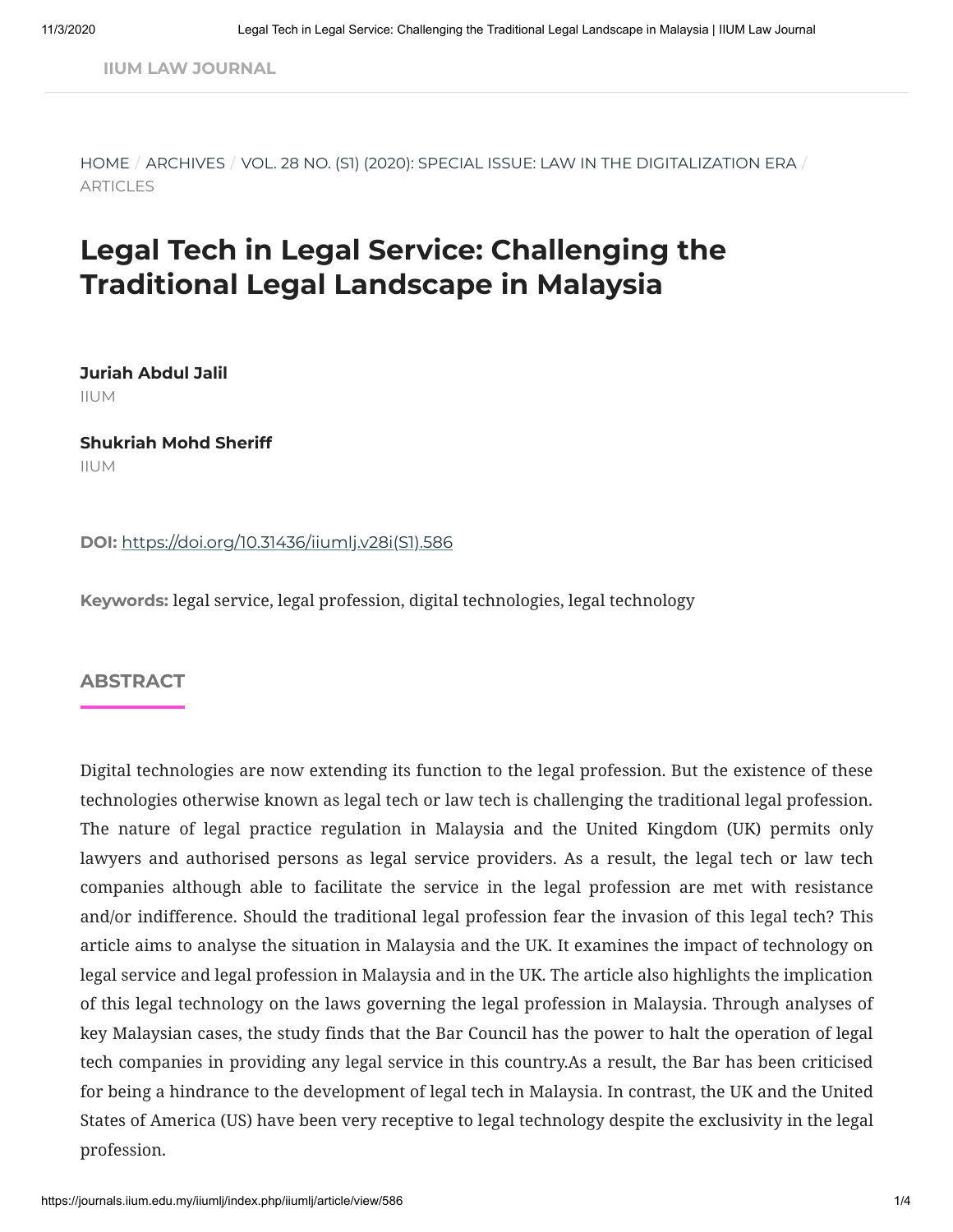IIUM LAW JOURNAL

HOME / ARCHIVES / VOL. 28 NO. (S1) (2020): SPECIAL ISSUE: LAW IN THE DIGITALIZATION ERA / ARTICLES

# Legal Tech in Legal Service: Challenging the Traditional Legal Landscape in Malaysia

**Juriah Abdul Jalil**
IIUM

**Shukriah Mohd Sheriff**
IIUM

**DOI:** https://doi.org/10.31436/iiumlj.v28i(S1).586

**Keywords:** legal service, legal profession, digital technologies, legal technology

## ABSTRACT

Digital technologies are now extending its function to the legal profession. But the existence of these technologies otherwise known as legal tech or law tech is challenging the traditional legal profession. The nature of legal practice regulation in Malaysia and the United Kingdom (UK) permits only lawyers and authorised persons as legal service providers. As a result, the legal tech or law tech companies although able to facilitate the service in the legal profession are met with resistance and/or indifference. Should the traditional legal profession fear the invasion of this legal tech? This article aims to analyse the situation in Malaysia and the UK. It examines the impact of technology on legal service and legal profession in Malaysia and in the UK. The article also highlights the implication of this legal technology on the laws governing the legal profession in Malaysia. Through analyses of key Malaysian cases, the study finds that the Bar Council has the power to halt the operation of legal tech companies in providing any legal service in this country.As a result, the Bar has been criticised for being a hindrance to the development of legal tech in Malaysia. In contrast, the UK and the United States of America (US) have been very receptive to legal technology despite the exclusivity in the legal profession.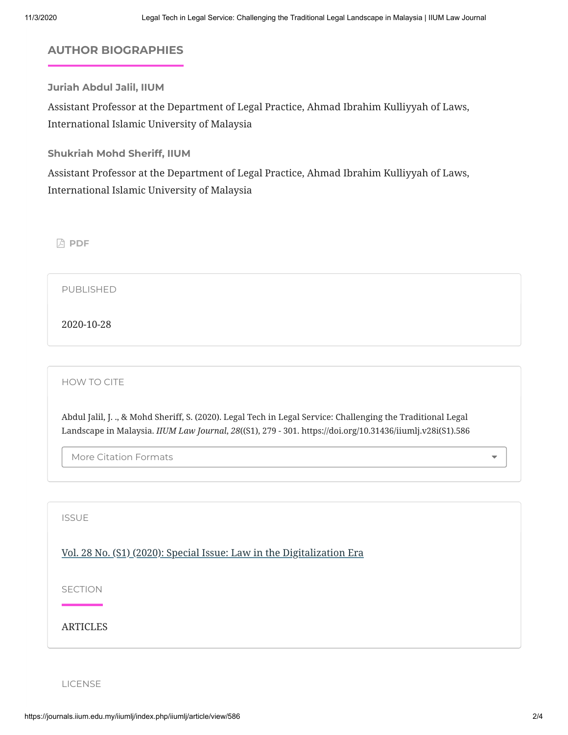## AUTHOR BIOGRAPHIES

**Juriah Abdul Jalil, IIUM**

Assistant Professor at the Department of Legal Practice, Ahmad Ibrahim Kulliyyah of Laws, International Islamic University of Malaysia

**Shukriah Mohd Sheriff, IIUM**

Assistant Professor at the Department of Legal Practice, Ahmad Ibrahim Kulliyyah of Laws, International Islamic University of Malaysia

PDF

PUBLISHED

2020-10-28

HOW TO CITE

Abdul Jalil, J. ., & Mohd Sheriff, S. (2020). Legal Tech in Legal Service: Challenging the Traditional Legal Landscape in Malaysia. *IIUM Law Journal*, *28*((S1), 279 - 301. https://doi.org/10.31436/iiumlj.v28i(S1).586

More Citation Formats

ISSUE

Vol. 28 No. (S1) (2020): Special Issue: Law in the Digitalization Era

SECTION

ARTICLES

LICENSE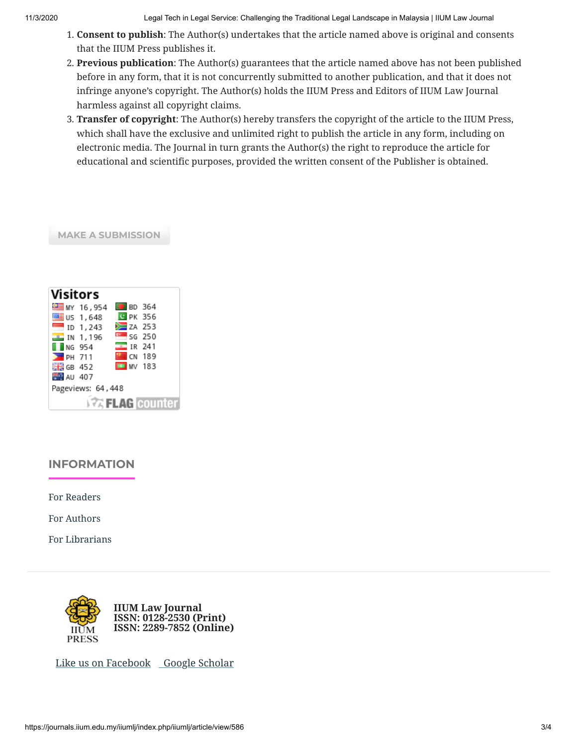1. **Consent to publish**: The Author(s) undertakes that the article named above is original and consents that the IIUM Press publishes it.
2. **Previous publication**: The Author(s) guarantees that the article named above has not been published before in any form, that it is not concurrently submitted to another publication, and that it does not infringe anyone's copyright. The Author(s) holds the IIUM Press and Editors of IIUM Law Journal harmless against all copyright claims.
3. **Transfer of copyright**: The Author(s) hereby transfers the copyright of the article to the IIUM Press, which shall have the exclusive and unlimited right to publish the article in any form, including on electronic media. The Journal in turn grants the Author(s) the right to reproduce the article for educational and scientific purposes, provided the written consent of the Publisher is obtained.

MAKE A SUBMISSION

**Visitors**

| | | | |
|---|---|---|---|
| MY | 16,954 | BD | 364 |
| US | 1,648 | PK | 356 |
| ID | 1,243 | ZA | 253 |
| IN | 1,196 | SG | 250 |
| NG | 954 | IR | 241 |
| PH | 711 | CN | 189 |
| GB | 452 | MV | 183 |
| AU | 407 | | |

Pageviews: 64,448

FLAG counter

## INFORMATION

For Readers

For Authors

For Librarians

IIUM PRESS

**IIUM Law Journal**
**ISSN: 0128-2530 (Print)**
**ISSN: 2289-7852 (Online)**

Like us on Facebook  Google Scholar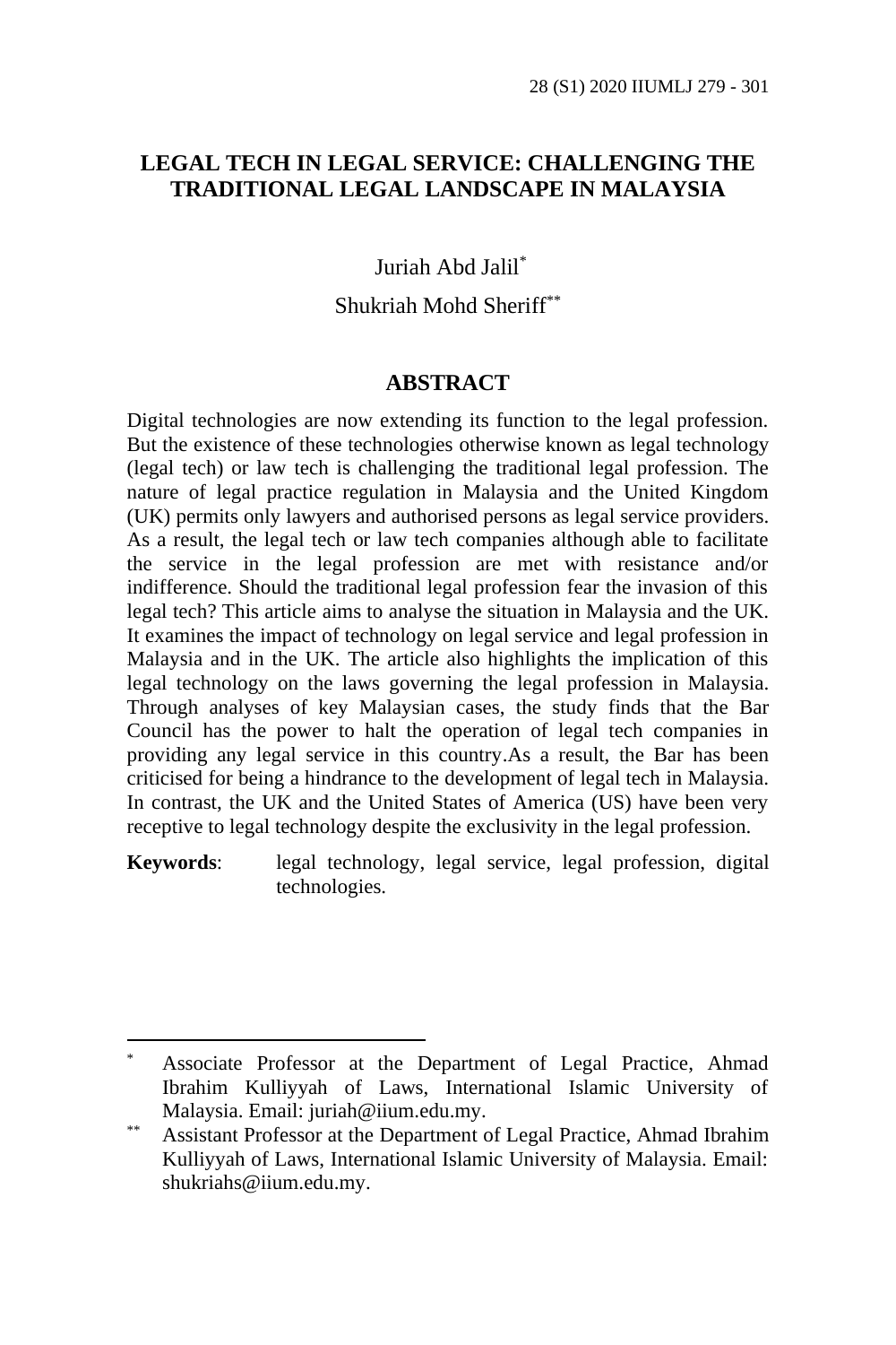# LEGAL TECH IN LEGAL SERVICE: CHALLENGING THE TRADITIONAL LEGAL LANDSCAPE IN MALAYSIA

Juriah Abd Jalil[*]

Shukriah Mohd Sheriff[**]

## ABSTRACT

Digital technologies are now extending its function to the legal profession. But the existence of these technologies otherwise known as legal technology (legal tech) or law tech is challenging the traditional legal profession. The nature of legal practice regulation in Malaysia and the United Kingdom (UK) permits only lawyers and authorised persons as legal service providers. As a result, the legal tech or law tech companies although able to facilitate the service in the legal profession are met with resistance and/or indifference. Should the traditional legal profession fear the invasion of this legal tech? This article aims to analyse the situation in Malaysia and the UK. It examines the impact of technology on legal service and legal profession in Malaysia and in the UK. The article also highlights the implication of this legal technology on the laws governing the legal profession in Malaysia. Through analyses of key Malaysian cases, the study finds that the Bar Council has the power to halt the operation of legal tech companies in providing any legal service in this country.As a result, the Bar has been criticised for being a hindrance to the development of legal tech in Malaysia. In contrast, the UK and the United States of America (US) have been very receptive to legal technology despite the exclusivity in the legal profession.

**Keywords**: legal technology, legal service, legal profession, digital technologies.

---

[*] Associate Professor at the Department of Legal Practice, Ahmad Ibrahim Kulliyyah of Laws, International Islamic University of Malaysia. Email: juriah@iium.edu.my.

[**] Assistant Professor at the Department of Legal Practice, Ahmad Ibrahim Kulliyyah of Laws, International Islamic University of Malaysia. Email: shukriahs@iium.edu.my.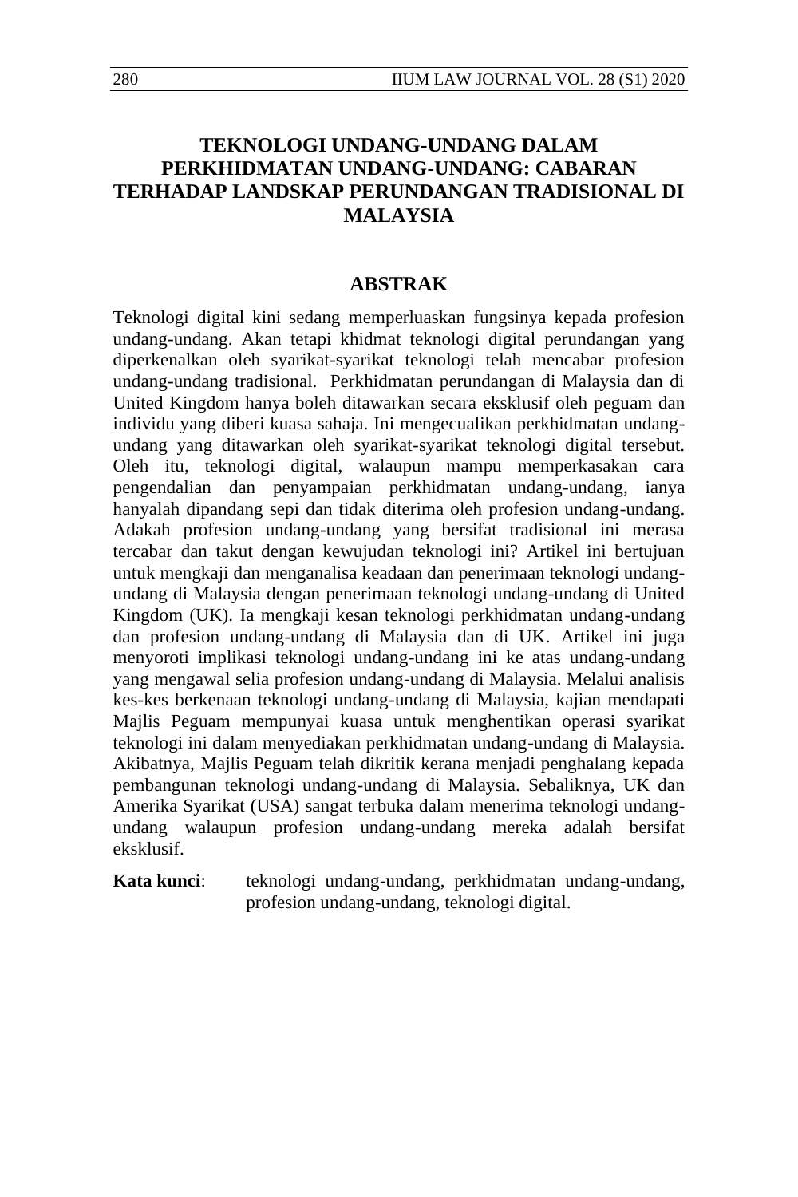# TEKNOLOGI UNDANG-UNDANG DALAM PERKHIDMATAN UNDANG-UNDANG: CABARAN TERHADAP LANDSKAP PERUNDANGAN TRADISIONAL DI MALAYSIA

## ABSTRAK

Teknologi digital kini sedang memperluaskan fungsinya kepada profesion undang-undang. Akan tetapi khidmat teknologi digital perundangan yang diperkenalkan oleh syarikat-syarikat teknologi telah mencabar profesion undang-undang tradisional. Perkhidmatan perundangan di Malaysia dan di United Kingdom hanya boleh ditawarkan secara eksklusif oleh peguam dan individu yang diberi kuasa sahaja. Ini mengecualikan perkhidmatan undang-undang yang ditawarkan oleh syarikat-syarikat teknologi digital tersebut. Oleh itu, teknologi digital, walaupun mampu memperkasakan cara pengendalian dan penyampaian perkhidmatan undang-undang, ianya hanyalah dipandang sepi dan tidak diterima oleh profesion undang-undang. Adakah profesion undang-undang yang bersifat tradisional ini merasa tercabar dan takut dengan kewujudan teknologi ini? Artikel ini bertujuan untuk mengkaji dan menganalisa keadaan dan penerimaan teknologi undang-undang di Malaysia dengan penerimaan teknologi undang-undang di United Kingdom (UK). Ia mengkaji kesan teknologi perkhidmatan undang-undang dan profesion undang-undang di Malaysia dan di UK. Artikel ini juga menyoroti implikasi teknologi undang-undang ini ke atas undang-undang yang mengawal selia profesion undang-undang di Malaysia. Melalui analisis kes-kes berkenaan teknologi undang-undang di Malaysia, kajian mendapati Majlis Peguam mempunyai kuasa untuk menghentikan operasi syarikat teknologi ini dalam menyediakan perkhidmatan undang-undang di Malaysia. Akibatnya, Majlis Peguam telah dikritik kerana menjadi penghalang kepada pembangunan teknologi undang-undang di Malaysia. Sebaliknya, UK dan Amerika Syarikat (USA) sangat terbuka dalam menerima teknologi undang-undang walaupun profesion undang-undang mereka adalah bersifat eksklusif.

**Kata kunci**: teknologi undang-undang, perkhidmatan undang-undang, profesion undang-undang, teknologi digital.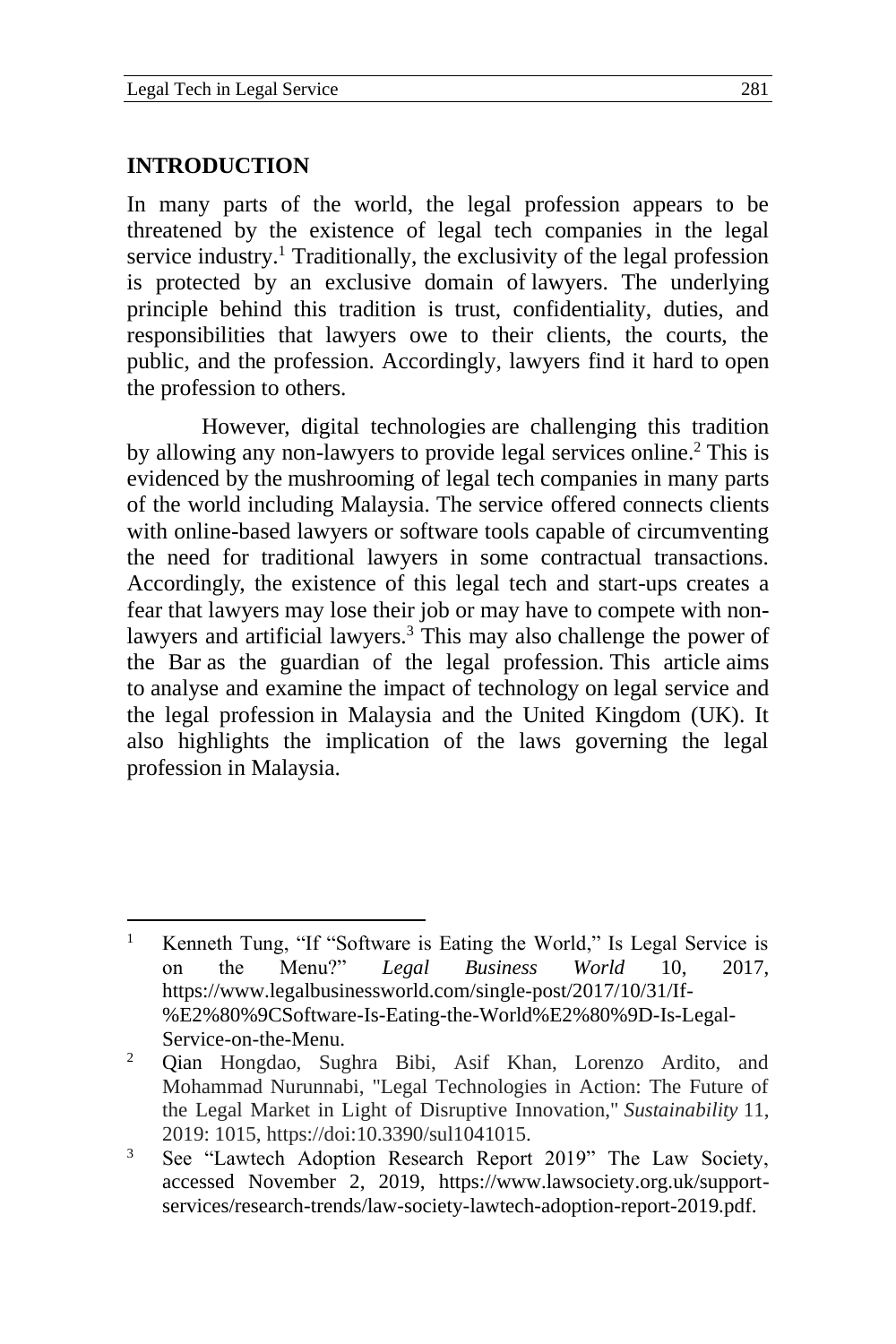## INTRODUCTION

In many parts of the world, the legal profession appears to be threatened by the existence of legal tech companies in the legal service industry.[1] Traditionally, the exclusivity of the legal profession is protected by an exclusive domain of lawyers. The underlying principle behind this tradition is trust, confidentiality, duties, and responsibilities that lawyers owe to their clients, the courts, the public, and the profession. Accordingly, lawyers find it hard to open the profession to others.

However, digital technologies are challenging this tradition by allowing any non-lawyers to provide legal services online.[2] This is evidenced by the mushrooming of legal tech companies in many parts of the world including Malaysia. The service offered connects clients with online-based lawyers or software tools capable of circumventing the need for traditional lawyers in some contractual transactions. Accordingly, the existence of this legal tech and start-ups creates a fear that lawyers may lose their job or may have to compete with non-lawyers and artificial lawyers.[3] This may also challenge the power of the Bar as the guardian of the legal profession. This article aims to analyse and examine the impact of technology on legal service and the legal profession in Malaysia and the United Kingdom (UK). It also highlights the implication of the laws governing the legal profession in Malaysia.

---

[1] Kenneth Tung, "If "Software is Eating the World," Is Legal Service is on the Menu?" *Legal Business World* 10, 2017, https://www.legalbusinessworld.com/single-post/2017/10/31/If-%E2%80%9CSoftware-Is-Eating-the-World%E2%80%9D-Is-Legal-Service-on-the-Menu.

[2] Qian Hongdao, Sughra Bibi, Asif Khan, Lorenzo Ardito, and Mohammad Nurunnabi, "Legal Technologies in Action: The Future of the Legal Market in Light of Disruptive Innovation," *Sustainability* 11, 2019: 1015, https://doi:10.3390/su11041015.

[3] See "Lawtech Adoption Research Report 2019" The Law Society, accessed November 2, 2019, https://www.lawsociety.org.uk/support-services/research-trends/law-society-lawtech-adoption-report-2019.pdf.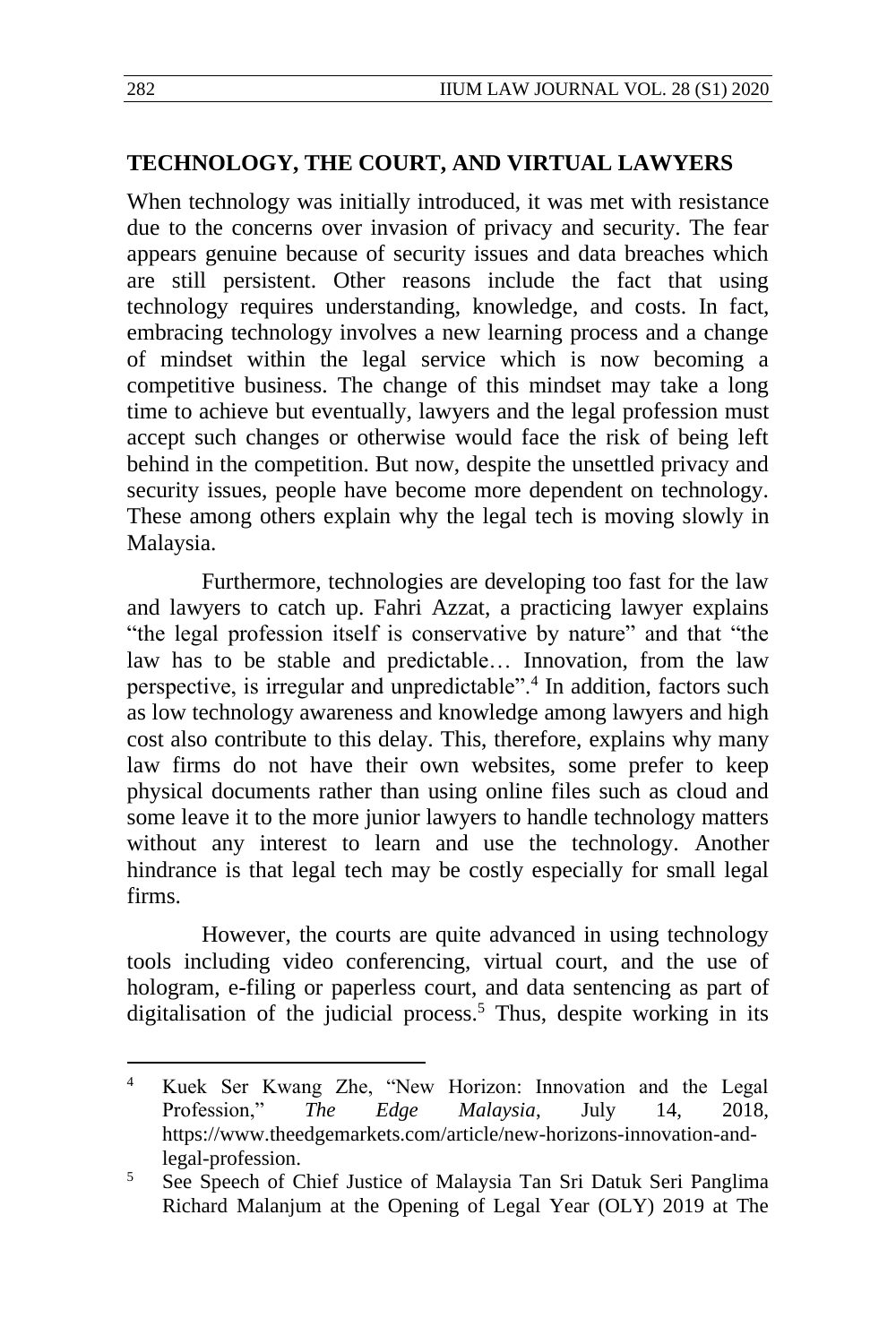## TECHNOLOGY, THE COURT, AND VIRTUAL LAWYERS

When technology was initially introduced, it was met with resistance due to the concerns over invasion of privacy and security. The fear appears genuine because of security issues and data breaches which are still persistent. Other reasons include the fact that using technology requires understanding, knowledge, and costs. In fact, embracing technology involves a new learning process and a change of mindset within the legal service which is now becoming a competitive business. The change of this mindset may take a long time to achieve but eventually, lawyers and the legal profession must accept such changes or otherwise would face the risk of being left behind in the competition. But now, despite the unsettled privacy and security issues, people have become more dependent on technology. These among others explain why the legal tech is moving slowly in Malaysia.

Furthermore, technologies are developing too fast for the law and lawyers to catch up. Fahri Azzat, a practicing lawyer explains "the legal profession itself is conservative by nature" and that "the law has to be stable and predictable… Innovation, from the law perspective, is irregular and unpredictable".[4] In addition, factors such as low technology awareness and knowledge among lawyers and high cost also contribute to this delay. This, therefore, explains why many law firms do not have their own websites, some prefer to keep physical documents rather than using online files such as cloud and some leave it to the more junior lawyers to handle technology matters without any interest to learn and use the technology. Another hindrance is that legal tech may be costly especially for small legal firms.

However, the courts are quite advanced in using technology tools including video conferencing, virtual court, and the use of hologram, e-filing or paperless court, and data sentencing as part of digitalisation of the judicial process.[5] Thus, despite working in its

---

[4] Kuek Ser Kwang Zhe, "New Horizon: Innovation and the Legal Profession," *The Edge Malaysia*, July 14, 2018, https://www.theedgemarkets.com/article/new-horizons-innovation-and-legal-profession.

[5] See Speech of Chief Justice of Malaysia Tan Sri Datuk Seri Panglima Richard Malanjum at the Opening of Legal Year (OLY) 2019 at The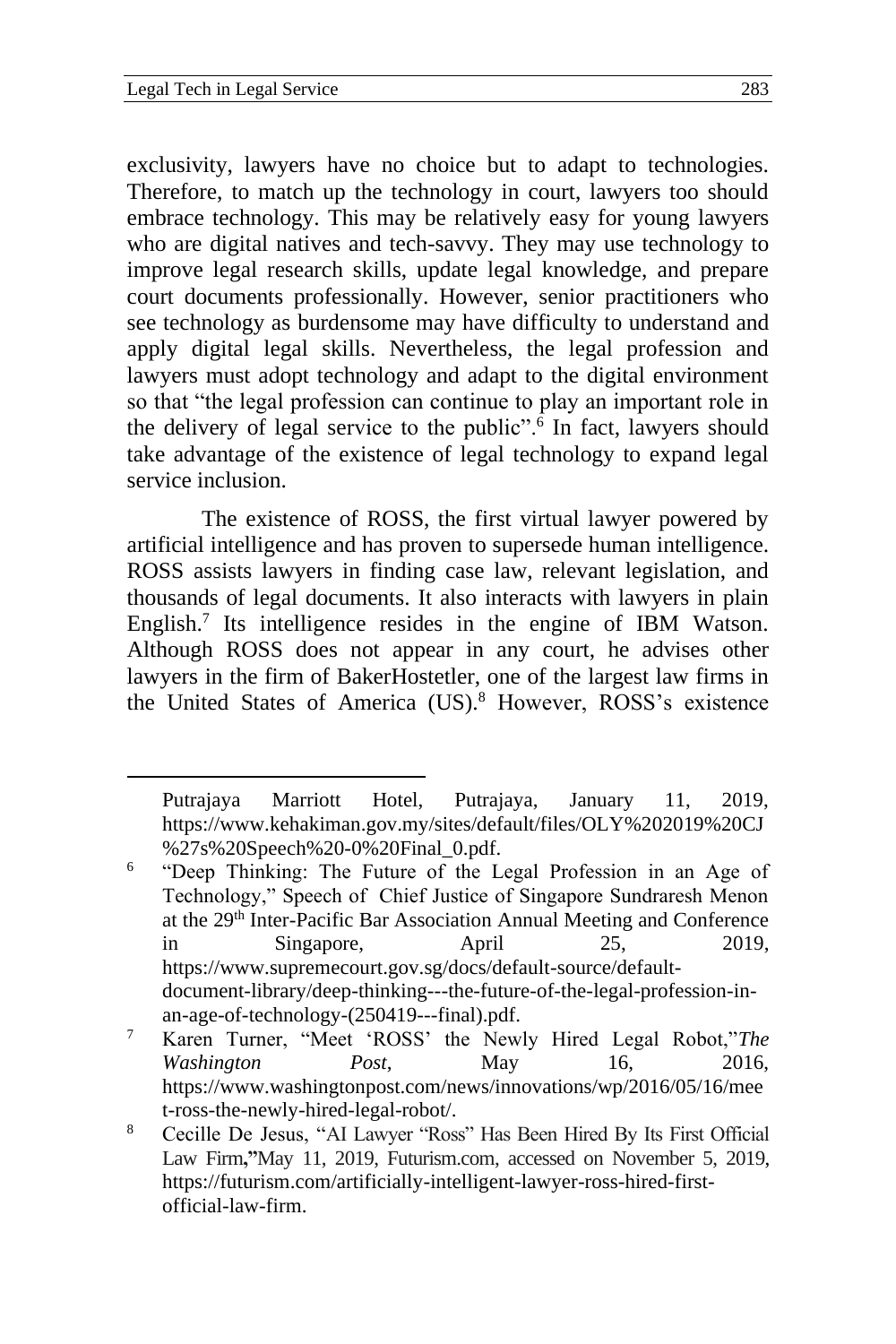exclusivity, lawyers have no choice but to adapt to technologies. Therefore, to match up the technology in court, lawyers too should embrace technology. This may be relatively easy for young lawyers who are digital natives and tech-savvy. They may use technology to improve legal research skills, update legal knowledge, and prepare court documents professionally. However, senior practitioners who see technology as burdensome may have difficulty to understand and apply digital legal skills. Nevertheless, the legal profession and lawyers must adopt technology and adapt to the digital environment so that "the legal profession can continue to play an important role in the delivery of legal service to the public".[6] In fact, lawyers should take advantage of the existence of legal technology to expand legal service inclusion.

The existence of ROSS, the first virtual lawyer powered by artificial intelligence and has proven to supersede human intelligence. ROSS assists lawyers in finding case law, relevant legislation, and thousands of legal documents. It also interacts with lawyers in plain English.[7] Its intelligence resides in the engine of IBM Watson. Although ROSS does not appear in any court, he advises other lawyers in the firm of BakerHostetler, one of the largest law firms in the United States of America (US).[8] However, ROSS's existence

---

Putrajaya Marriott Hotel, Putrajaya, January 11, 2019, https://www.kehakiman.gov.my/sites/default/files/OLY%202019%20CJ%27s%20Speech%20-0%20Final_0.pdf.

[6] "Deep Thinking: The Future of the Legal Profession in an Age of Technology," Speech of Chief Justice of Singapore Sundraresh Menon at the 29th Inter-Pacific Bar Association Annual Meeting and Conference in Singapore, April 25, 2019, https://www.supremecourt.gov.sg/docs/default-source/default-document-library/deep-thinking---the-future-of-the-legal-profession-in-an-age-of-technology-(250419---final).pdf.

[7] Karen Turner, "Meet 'ROSS' the Newly Hired Legal Robot," *The Washington Post*, May 16, 2016, https://www.washingtonpost.com/news/innovations/wp/2016/05/16/meet-ross-the-newly-hired-legal-robot/.

[8] Cecille De Jesus, "AI Lawyer "Ross" Has Been Hired By Its First Official Law Firm," May 11, 2019, Futurism.com, accessed on November 5, 2019, https://futurism.com/artificially-intelligent-lawyer-ross-hired-first-official-law-firm.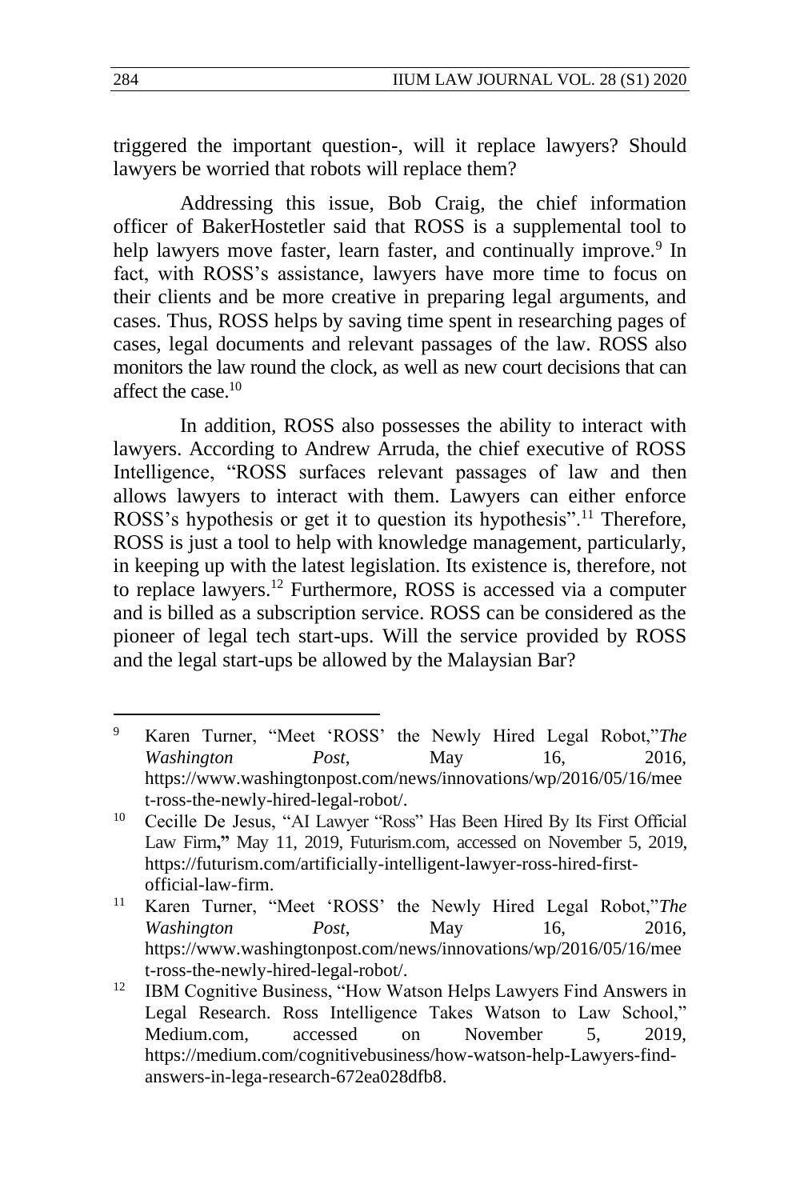triggered the important question-, will it replace lawyers? Should lawyers be worried that robots will replace them?

Addressing this issue, Bob Craig, the chief information officer of BakerHostetler said that ROSS is a supplemental tool to help lawyers move faster, learn faster, and continually improve.[9] In fact, with ROSS's assistance, lawyers have more time to focus on their clients and be more creative in preparing legal arguments, and cases. Thus, ROSS helps by saving time spent in researching pages of cases, legal documents and relevant passages of the law. ROSS also monitors the law round the clock, as well as new court decisions that can affect the case.[10]

In addition, ROSS also possesses the ability to interact with lawyers. According to Andrew Arruda, the chief executive of ROSS Intelligence, "ROSS surfaces relevant passages of law and then allows lawyers to interact with them. Lawyers can either enforce ROSS's hypothesis or get it to question its hypothesis".[11] Therefore, ROSS is just a tool to help with knowledge management, particularly, in keeping up with the latest legislation. Its existence is, therefore, not to replace lawyers.[12] Furthermore, ROSS is accessed via a computer and is billed as a subscription service. ROSS can be considered as the pioneer of legal tech start-ups. Will the service provided by ROSS and the legal start-ups be allowed by the Malaysian Bar?

---

[9] Karen Turner, "Meet 'ROSS' the Newly Hired Legal Robot,"*The Washington Post*, May 16, 2016, https://www.washingtonpost.com/news/innovations/wp/2016/05/16/meet-ross-the-newly-hired-legal-robot/.

[10] Cecille De Jesus, "AI Lawyer "Ross" Has Been Hired By Its First Official Law Firm**,"** May 11, 2019, Futurism.com, accessed on November 5, 2019, https://futurism.com/artificially-intelligent-lawyer-ross-hired-first-official-law-firm.

[11] Karen Turner, "Meet 'ROSS' the Newly Hired Legal Robot,"*The Washington Post*, May 16, 2016, https://www.washingtonpost.com/news/innovations/wp/2016/05/16/meet-ross-the-newly-hired-legal-robot/.

[12] IBM Cognitive Business, "How Watson Helps Lawyers Find Answers in Legal Research. Ross Intelligence Takes Watson to Law School," Medium.com, accessed on November 5, 2019, https://medium.com/cognitivebusiness/how-watson-help-Lawyers-find-answers-in-lega-research-672ea028dfb8.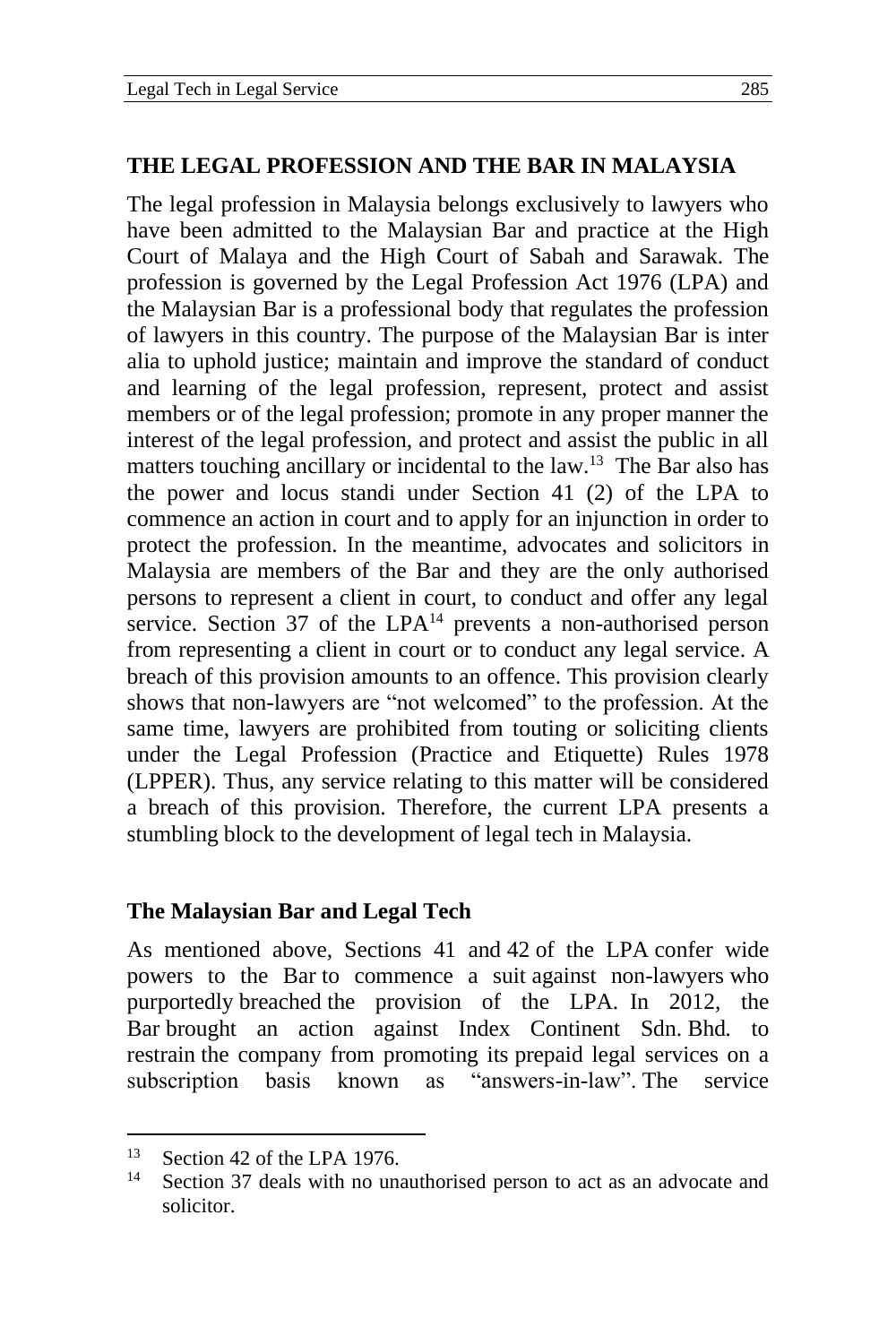## THE LEGAL PROFESSION AND THE BAR IN MALAYSIA

The legal profession in Malaysia belongs exclusively to lawyers who have been admitted to the Malaysian Bar and practice at the High Court of Malaya and the High Court of Sabah and Sarawak. The profession is governed by the Legal Profession Act 1976 (LPA) and the Malaysian Bar is a professional body that regulates the profession of lawyers in this country. The purpose of the Malaysian Bar is inter alia to uphold justice; maintain and improve the standard of conduct and learning of the legal profession, represent, protect and assist members or of the legal profession; promote in any proper manner the interest of the legal profession, and protect and assist the public in all matters touching ancillary or incidental to the law.[13] The Bar also has the power and locus standi under Section 41 (2) of the LPA to commence an action in court and to apply for an injunction in order to protect the profession. In the meantime, advocates and solicitors in Malaysia are members of the Bar and they are the only authorised persons to represent a client in court, to conduct and offer any legal service. Section 37 of the LPA[14] prevents a non-authorised person from representing a client in court or to conduct any legal service. A breach of this provision amounts to an offence. This provision clearly shows that non-lawyers are "not welcomed" to the profession. At the same time, lawyers are prohibited from touting or soliciting clients under the Legal Profession (Practice and Etiquette) Rules 1978 (LPPER). Thus, any service relating to this matter will be considered a breach of this provision. Therefore, the current LPA presents a stumbling block to the development of legal tech in Malaysia.

### The Malaysian Bar and Legal Tech

As mentioned above, Sections 41 and 42 of the LPA confer wide powers to the Bar to commence a suit against non-lawyers who purportedly breached the provision of the LPA. In 2012, the Bar brought an action against Index Continent Sdn. Bhd. to restrain the company from promoting its prepaid legal services on a subscription basis known as "answers-in-law". The service

---

[13] Section 42 of the LPA 1976.

[14] Section 37 deals with no unauthorised person to act as an advocate and solicitor.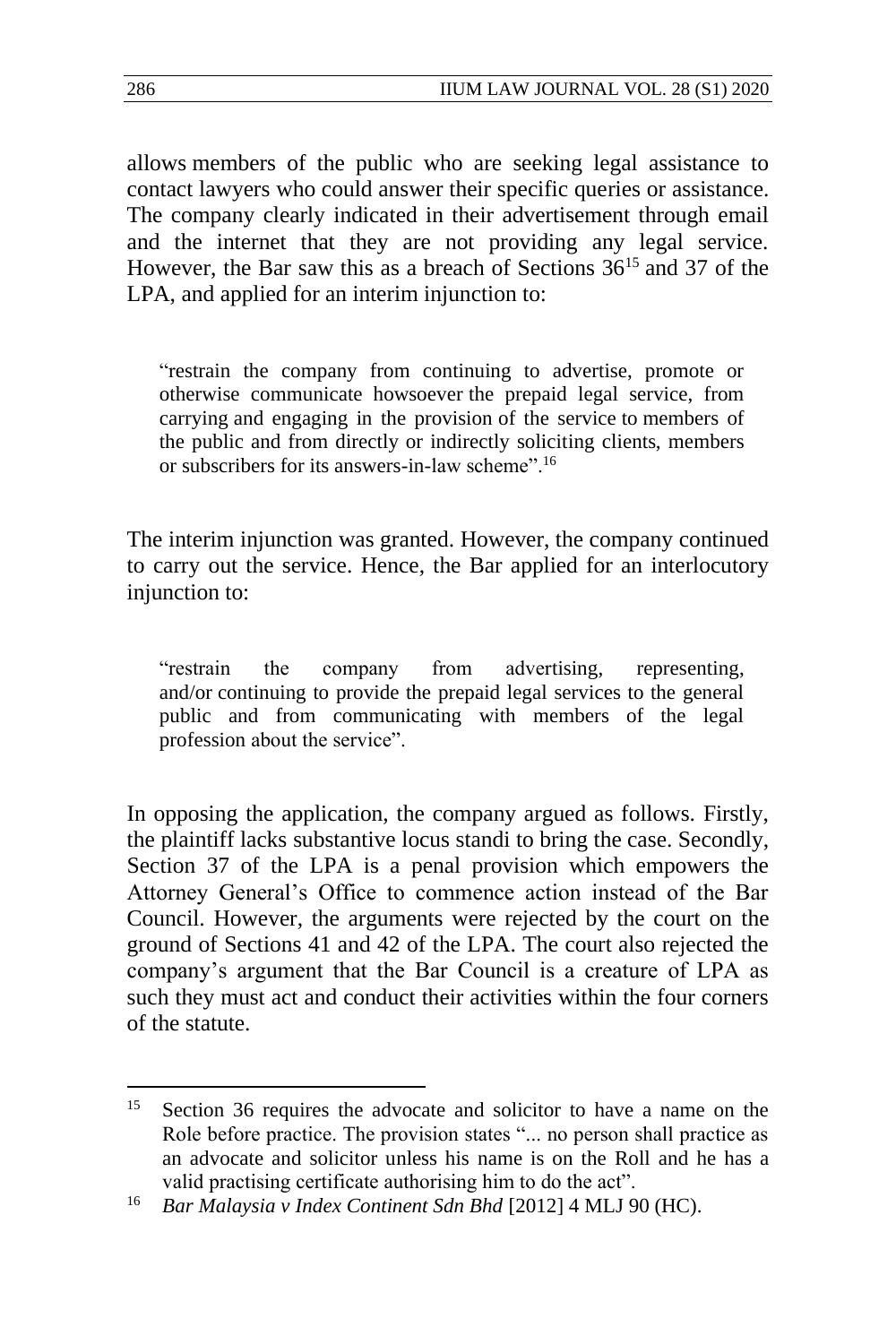allows members of the public who are seeking legal assistance to contact lawyers who could answer their specific queries or assistance. The company clearly indicated in their advertisement through email and the internet that they are not providing any legal service. However, the Bar saw this as a breach of Sections 36[15] and 37 of the LPA, and applied for an interim injunction to:

> "restrain the company from continuing to advertise, promote or otherwise communicate howsoever the prepaid legal service, from carrying and engaging in the provision of the service to members of the public and from directly or indirectly soliciting clients, members or subscribers for its answers-in-law scheme".[16]

The interim injunction was granted. However, the company continued to carry out the service. Hence, the Bar applied for an interlocutory injunction to:

> "restrain the company from advertising, representing, and/or continuing to provide the prepaid legal services to the general public and from communicating with members of the legal profession about the service".

In opposing the application, the company argued as follows. Firstly, the plaintiff lacks substantive locus standi to bring the case. Secondly, Section 37 of the LPA is a penal provision which empowers the Attorney General's Office to commence action instead of the Bar Council. However, the arguments were rejected by the court on the ground of Sections 41 and 42 of the LPA. The court also rejected the company's argument that the Bar Council is a creature of LPA as such they must act and conduct their activities within the four corners of the statute.

---

[15] Section 36 requires the advocate and solicitor to have a name on the Role before practice. The provision states "... no person shall practice as an advocate and solicitor unless his name is on the Roll and he has a valid practising certificate authorising him to do the act".

[16] *Bar Malaysia v Index Continent Sdn Bhd* [2012] 4 MLJ 90 (HC).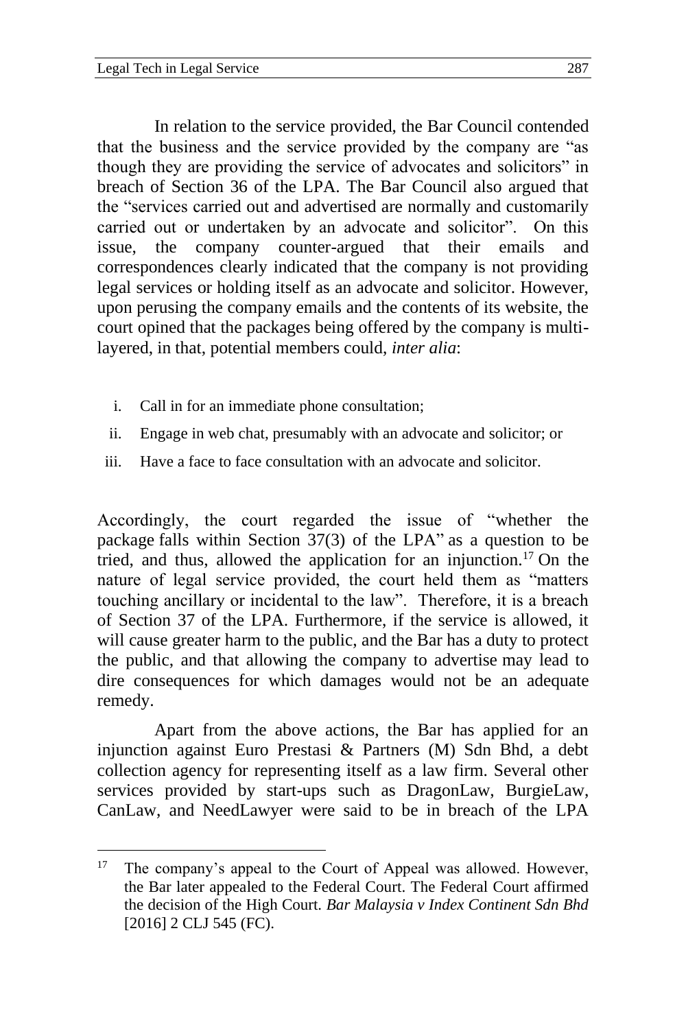In relation to the service provided, the Bar Council contended that the business and the service provided by the company are "as though they are providing the service of advocates and solicitors" in breach of Section 36 of the LPA. The Bar Council also argued that the "services carried out and advertised are normally and customarily carried out or undertaken by an advocate and solicitor". On this issue, the company counter-argued that their emails and correspondences clearly indicated that the company is not providing legal services or holding itself as an advocate and solicitor. However, upon perusing the company emails and the contents of its website, the court opined that the packages being offered by the company is multi-layered, in that, potential members could, *inter alia*:

i. Call in for an immediate phone consultation;
ii. Engage in web chat, presumably with an advocate and solicitor; or
iii. Have a face to face consultation with an advocate and solicitor.

Accordingly, the court regarded the issue of "whether the package falls within Section 37(3) of the LPA" as a question to be tried, and thus, allowed the application for an injunction.[17] On the nature of legal service provided, the court held them as "matters touching ancillary or incidental to the law". Therefore, it is a breach of Section 37 of the LPA. Furthermore, if the service is allowed, it will cause greater harm to the public, and the Bar has a duty to protect the public, and that allowing the company to advertise may lead to dire consequences for which damages would not be an adequate remedy.

Apart from the above actions, the Bar has applied for an injunction against Euro Prestasi & Partners (M) Sdn Bhd, a debt collection agency for representing itself as a law firm. Several other services provided by start-ups such as DragonLaw, BurgieLaw, CanLaw, and NeedLawyer were said to be in breach of the LPA

---

[17] The company's appeal to the Court of Appeal was allowed. However, the Bar later appealed to the Federal Court. The Federal Court affirmed the decision of the High Court. *Bar Malaysia v Index Continent Sdn Bhd* [2016] 2 CLJ 545 (FC).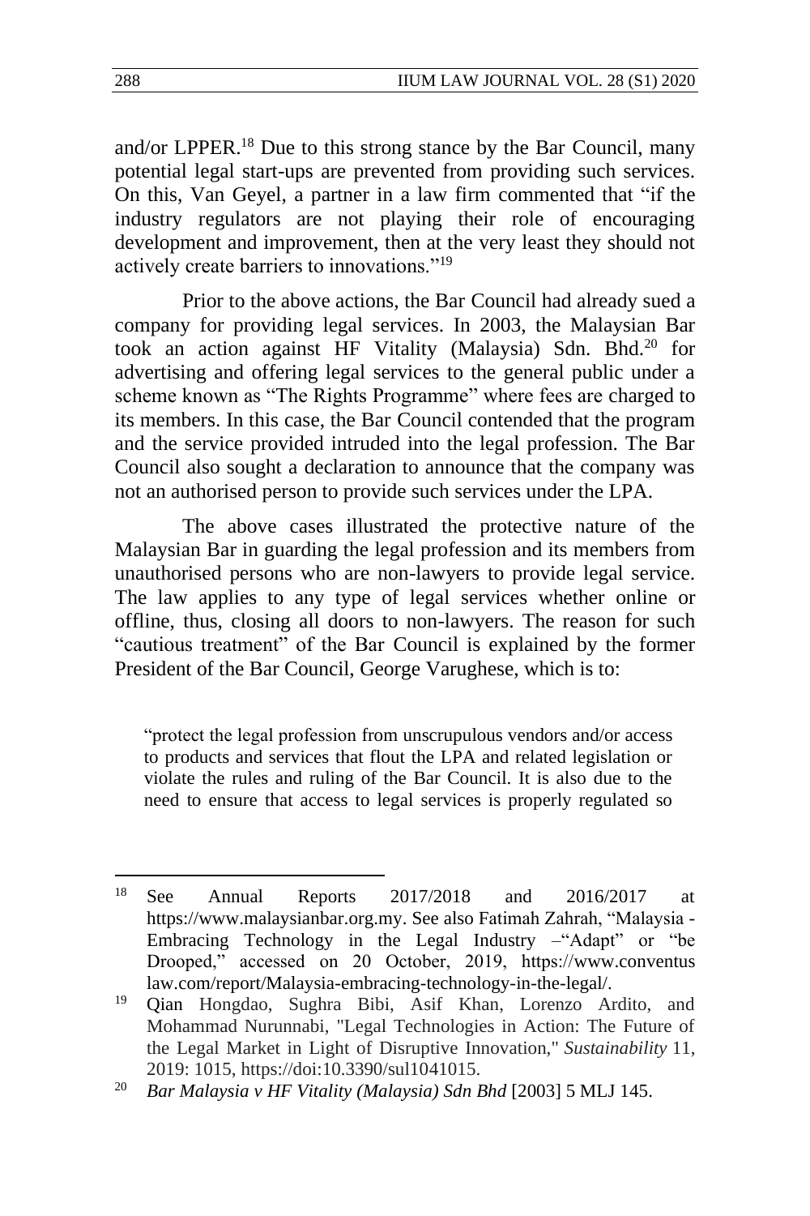and/or LPPER.[18] Due to this strong stance by the Bar Council, many potential legal start-ups are prevented from providing such services. On this, Van Geyel, a partner in a law firm commented that "if the industry regulators are not playing their role of encouraging development and improvement, then at the very least they should not actively create barriers to innovations."[19]

Prior to the above actions, the Bar Council had already sued a company for providing legal services. In 2003, the Malaysian Bar took an action against HF Vitality (Malaysia) Sdn. Bhd.[20] for advertising and offering legal services to the general public under a scheme known as "The Rights Programme" where fees are charged to its members. In this case, the Bar Council contended that the program and the service provided intruded into the legal profession. The Bar Council also sought a declaration to announce that the company was not an authorised person to provide such services under the LPA.

The above cases illustrated the protective nature of the Malaysian Bar in guarding the legal profession and its members from unauthorised persons who are non-lawyers to provide legal service. The law applies to any type of legal services whether online or offline, thus, closing all doors to non-lawyers. The reason for such "cautious treatment" of the Bar Council is explained by the former President of the Bar Council, George Varughese, which is to:

> "protect the legal profession from unscrupulous vendors and/or access to products and services that flout the LPA and related legislation or violate the rules and ruling of the Bar Council. It is also due to the need to ensure that access to legal services is properly regulated so

---

[18] See Annual Reports 2017/2018 and 2016/2017 at https://www.malaysianbar.org.my. See also Fatimah Zahrah, "Malaysia - Embracing Technology in the Legal Industry –"Adapt" or "be Drooped," accessed on 20 October, 2019, https://www.conventuslaw.com/report/Malaysia-embracing-technology-in-the-legal/.

[19] Qian Hongdao, Sughra Bibi, Asif Khan, Lorenzo Ardito, and Mohammad Nurunnabi, "Legal Technologies in Action: The Future of the Legal Market in Light of Disruptive Innovation," *Sustainability* 11, 2019: 1015, https://doi:10.3390/sul1041015.

[20] *Bar Malaysia v HF Vitality (Malaysia) Sdn Bhd* [2003] 5 MLJ 145.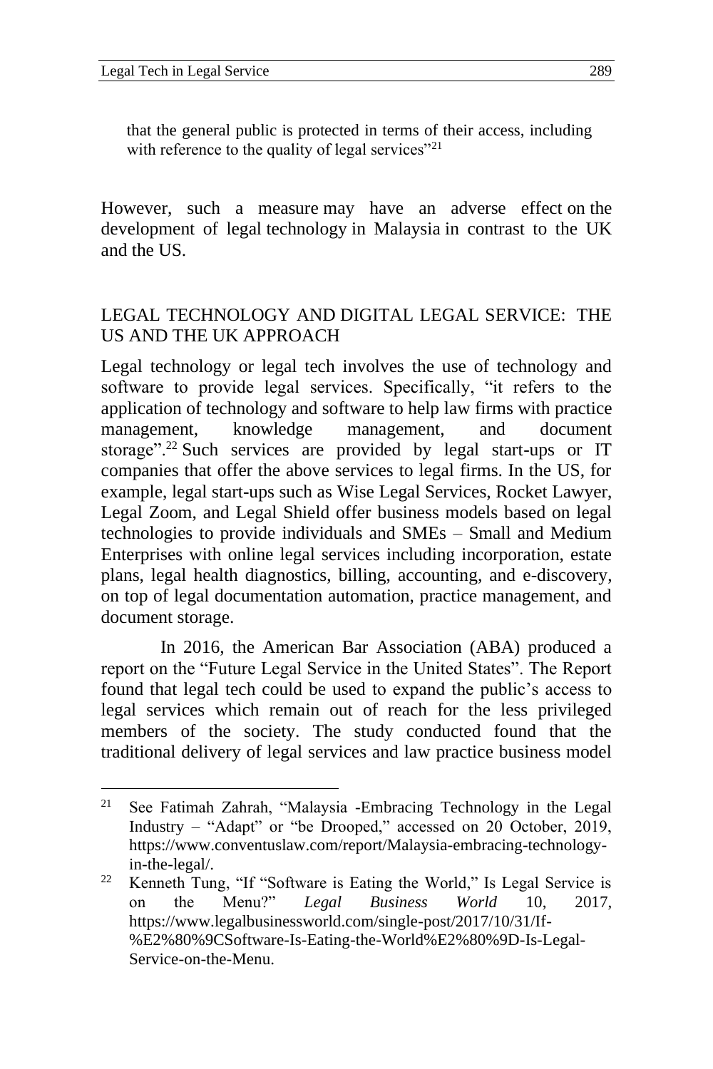that the general public is protected in terms of their access, including with reference to the quality of legal services”[21]

However, such a measure may have an adverse effect on the development of legal technology in Malaysia in contrast to the UK and the US.

## LEGAL TECHNOLOGY AND DIGITAL LEGAL SERVICE: THE US AND THE UK APPROACH

Legal technology or legal tech involves the use of technology and software to provide legal services. Specifically, “it refers to the application of technology and software to help law firms with practice management, knowledge management, and document storage”.[22] Such services are provided by legal start-ups or IT companies that offer the above services to legal firms. In the US, for example, legal start-ups such as Wise Legal Services, Rocket Lawyer, Legal Zoom, and Legal Shield offer business models based on legal technologies to provide individuals and SMEs – Small and Medium Enterprises with online legal services including incorporation, estate plans, legal health diagnostics, billing, accounting, and e-discovery, on top of legal documentation automation, practice management, and document storage.

In 2016, the American Bar Association (ABA) produced a report on the “Future Legal Service in the United States”. The Report found that legal tech could be used to expand the public’s access to legal services which remain out of reach for the less privileged members of the society. The study conducted found that the traditional delivery of legal services and law practice business model

---

[21] See Fatimah Zahrah, “Malaysia -Embracing Technology in the Legal Industry – “Adapt” or “be Drooped,” accessed on 20 October, 2019, https://www.conventuslaw.com/report/Malaysia-embracing-technology-in-the-legal/.

[22] Kenneth Tung, “If “Software is Eating the World,” Is Legal Service is on the Menu?” *Legal Business World* 10, 2017, https://www.legalbusinessworld.com/single-post/2017/10/31/If-%E2%80%9CSoftware-Is-Eating-the-World%E2%80%9D-Is-Legal-Service-on-the-Menu.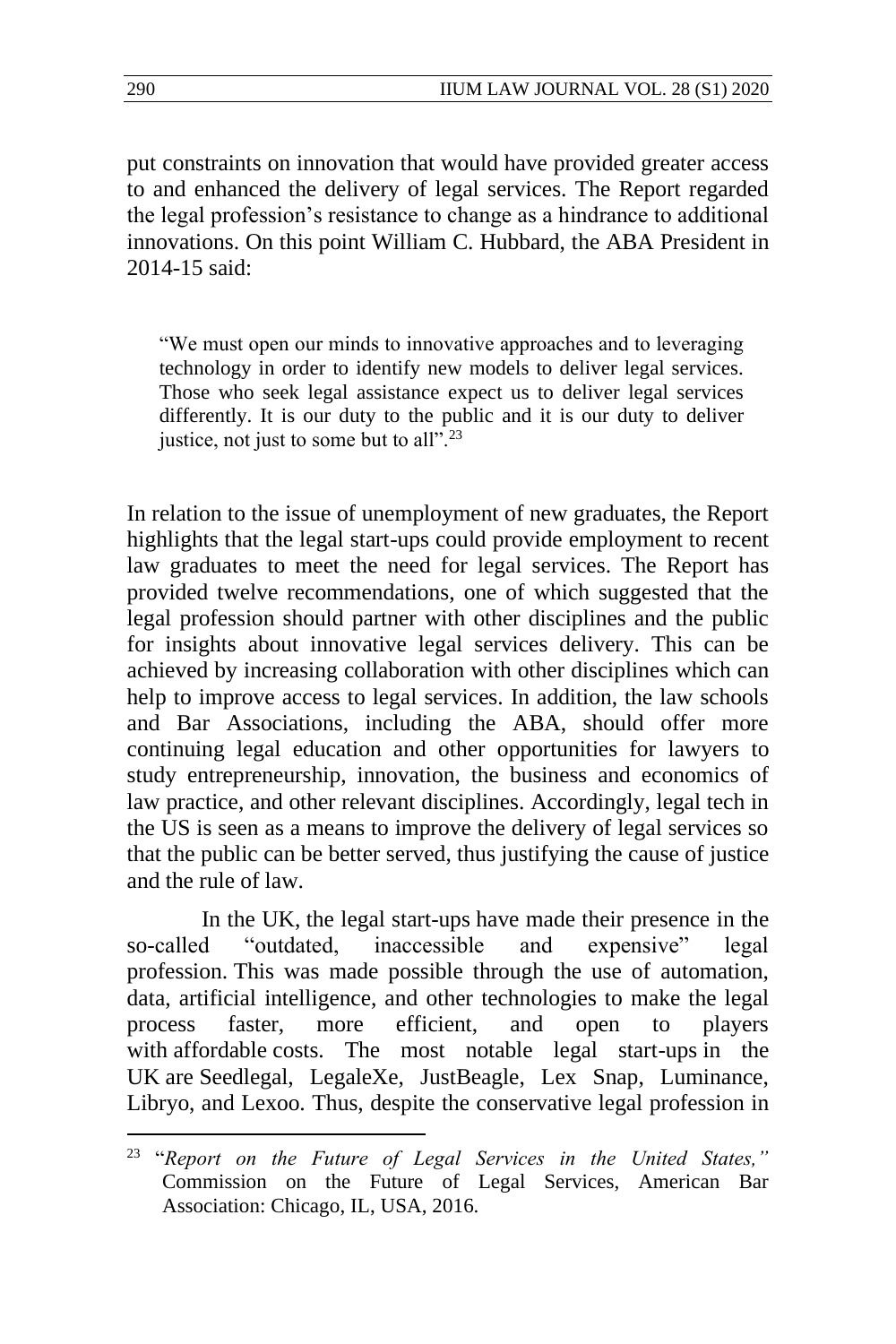put constraints on innovation that would have provided greater access to and enhanced the delivery of legal services. The Report regarded the legal profession's resistance to change as a hindrance to additional innovations. On this point William C. Hubbard, the ABA President in 2014-15 said:

> "We must open our minds to innovative approaches and to leveraging technology in order to identify new models to deliver legal services. Those who seek legal assistance expect us to deliver legal services differently. It is our duty to the public and it is our duty to deliver justice, not just to some but to all".[23]

In relation to the issue of unemployment of new graduates, the Report highlights that the legal start-ups could provide employment to recent law graduates to meet the need for legal services. The Report has provided twelve recommendations, one of which suggested that the legal profession should partner with other disciplines and the public for insights about innovative legal services delivery. This can be achieved by increasing collaboration with other disciplines which can help to improve access to legal services. In addition, the law schools and Bar Associations, including the ABA, should offer more continuing legal education and other opportunities for lawyers to study entrepreneurship, innovation, the business and economics of law practice, and other relevant disciplines. Accordingly, legal tech in the US is seen as a means to improve the delivery of legal services so that the public can be better served, thus justifying the cause of justice and the rule of law.

In the UK, the legal start-ups have made their presence in the so-called "outdated, inaccessible and expensive" legal profession. This was made possible through the use of automation, data, artificial intelligence, and other technologies to make the legal process faster, more efficient, and open to players with affordable costs. The most notable legal start-ups in the UK are Seedlegal, LegaleXe, JustBeagle, Lex Snap, Luminance, Libryo, and Lexoo. Thus, despite the conservative legal profession in

---

[23] "*Report on the Future of Legal Services in the United States,"* Commission on the Future of Legal Services, American Bar Association: Chicago, IL, USA, 2016.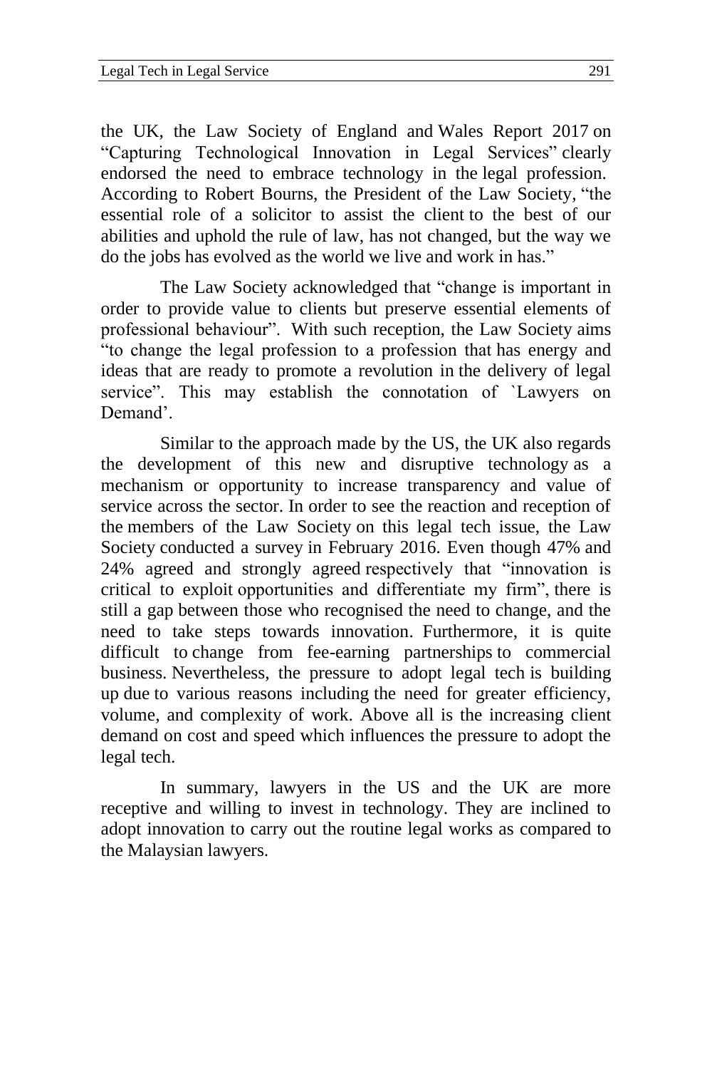the UK, the Law Society of England and Wales Report 2017 on "Capturing Technological Innovation in Legal Services" clearly endorsed the need to embrace technology in the legal profession. According to Robert Bourns, the President of the Law Society, "the essential role of a solicitor to assist the client to the best of our abilities and uphold the rule of law, has not changed, but the way we do the jobs has evolved as the world we live and work in has."

The Law Society acknowledged that "change is important in order to provide value to clients but preserve essential elements of professional behaviour". With such reception, the Law Society aims "to change the legal profession to a profession that has energy and ideas that are ready to promote a revolution in the delivery of legal service". This may establish the connotation of `Lawyers on Demand'.

Similar to the approach made by the US, the UK also regards the development of this new and disruptive technology as a mechanism or opportunity to increase transparency and value of service across the sector. In order to see the reaction and reception of the members of the Law Society on this legal tech issue, the Law Society conducted a survey in February 2016. Even though 47% and 24% agreed and strongly agreed respectively that "innovation is critical to exploit opportunities and differentiate my firm", there is still a gap between those who recognised the need to change, and the need to take steps towards innovation. Furthermore, it is quite difficult to change from fee-earning partnerships to commercial business. Nevertheless, the pressure to adopt legal tech is building up due to various reasons including the need for greater efficiency, volume, and complexity of work. Above all is the increasing client demand on cost and speed which influences the pressure to adopt the legal tech.

In summary, lawyers in the US and the UK are more receptive and willing to invest in technology. They are inclined to adopt innovation to carry out the routine legal works as compared to the Malaysian lawyers.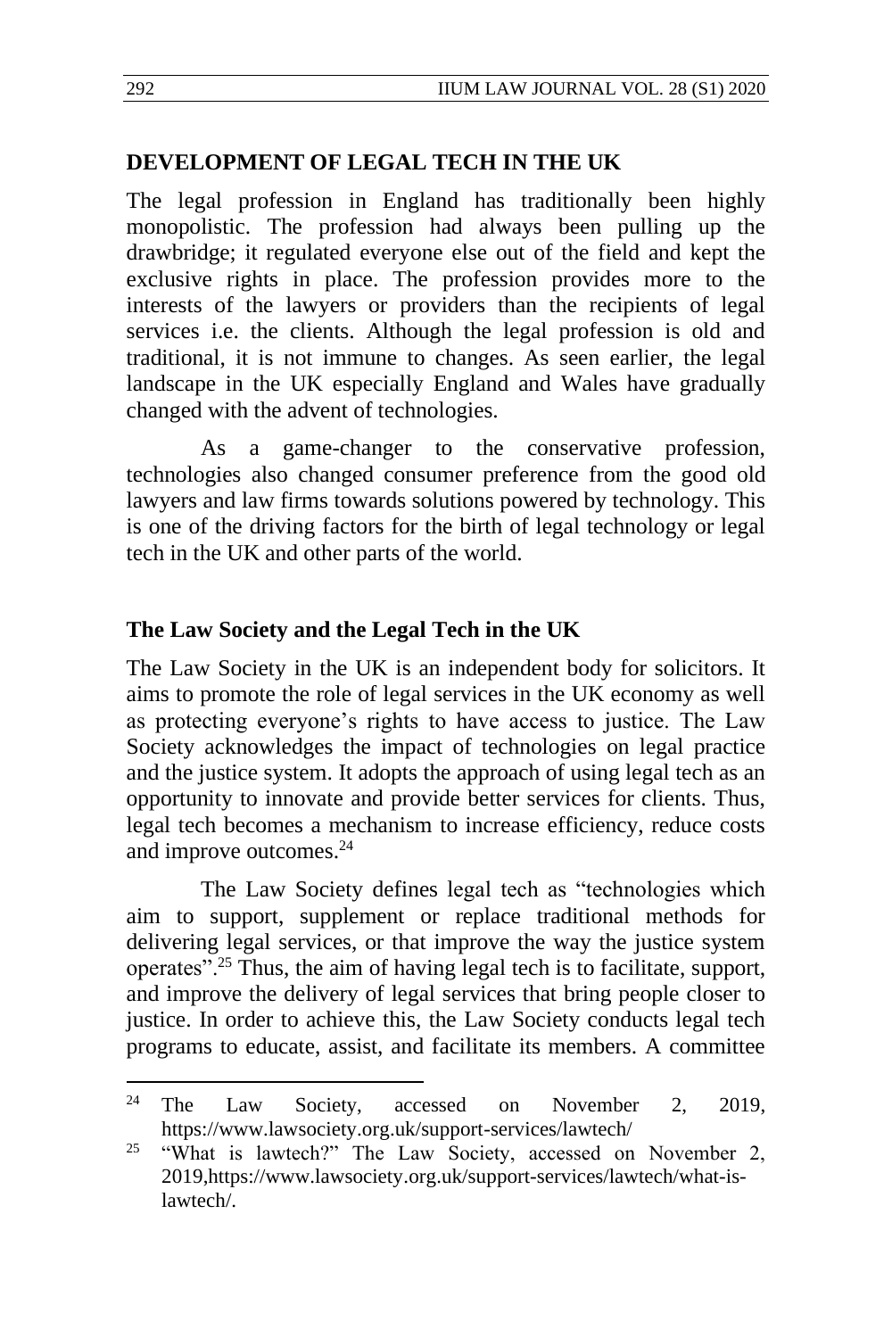## DEVELOPMENT OF LEGAL TECH IN THE UK

The legal profession in England has traditionally been highly monopolistic. The profession had always been pulling up the drawbridge; it regulated everyone else out of the field and kept the exclusive rights in place. The profession provides more to the interests of the lawyers or providers than the recipients of legal services i.e. the clients. Although the legal profession is old and traditional, it is not immune to changes. As seen earlier, the legal landscape in the UK especially England and Wales have gradually changed with the advent of technologies.

As a game-changer to the conservative profession, technologies also changed consumer preference from the good old lawyers and law firms towards solutions powered by technology. This is one of the driving factors for the birth of legal technology or legal tech in the UK and other parts of the world.

### The Law Society and the Legal Tech in the UK

The Law Society in the UK is an independent body for solicitors. It aims to promote the role of legal services in the UK economy as well as protecting everyone's rights to have access to justice. The Law Society acknowledges the impact of technologies on legal practice and the justice system. It adopts the approach of using legal tech as an opportunity to innovate and provide better services for clients. Thus, legal tech becomes a mechanism to increase efficiency, reduce costs and improve outcomes.[24]

The Law Society defines legal tech as "technologies which aim to support, supplement or replace traditional methods for delivering legal services, or that improve the way the justice system operates".[25] Thus, the aim of having legal tech is to facilitate, support, and improve the delivery of legal services that bring people closer to justice. In order to achieve this, the Law Society conducts legal tech programs to educate, assist, and facilitate its members. A committee

---

[24] The Law Society, accessed on November 2, 2019, https://www.lawsociety.org.uk/support-services/lawtech/

[25] "What is lawtech?" The Law Society, accessed on November 2, 2019,https://www.lawsociety.org.uk/support-services/lawtech/what-is-lawtech/.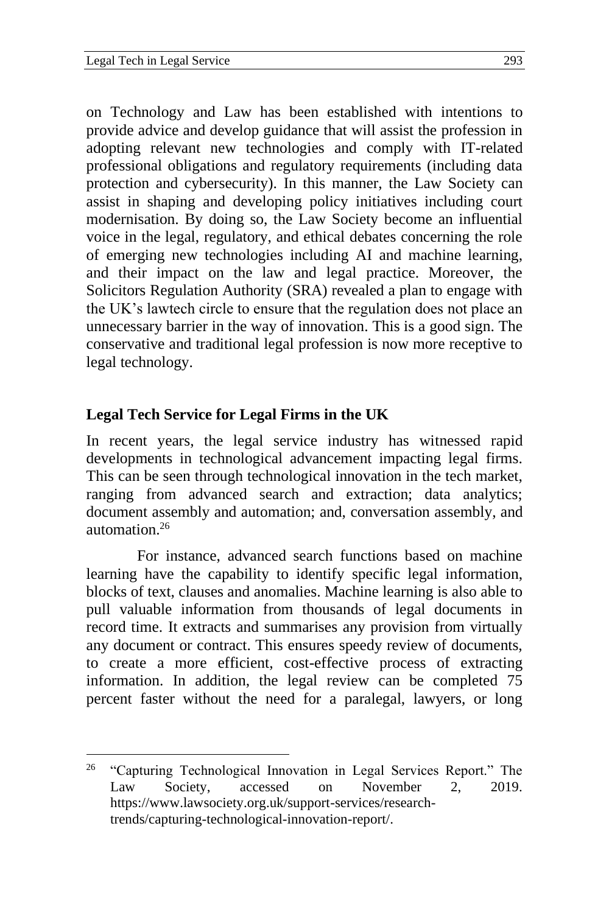on Technology and Law has been established with intentions to provide advice and develop guidance that will assist the profession in adopting relevant new technologies and comply with IT-related professional obligations and regulatory requirements (including data protection and cybersecurity). In this manner, the Law Society can assist in shaping and developing policy initiatives including court modernisation. By doing so, the Law Society become an influential voice in the legal, regulatory, and ethical debates concerning the role of emerging new technologies including AI and machine learning, and their impact on the law and legal practice. Moreover, the Solicitors Regulation Authority (SRA) revealed a plan to engage with the UK's lawtech circle to ensure that the regulation does not place an unnecessary barrier in the way of innovation. This is a good sign. The conservative and traditional legal profession is now more receptive to legal technology.

## Legal Tech Service for Legal Firms in the UK

In recent years, the legal service industry has witnessed rapid developments in technological advancement impacting legal firms. This can be seen through technological innovation in the tech market, ranging from advanced search and extraction; data analytics; document assembly and automation; and, conversation assembly, and automation.[26]

For instance, advanced search functions based on machine learning have the capability to identify specific legal information, blocks of text, clauses and anomalies. Machine learning is also able to pull valuable information from thousands of legal documents in record time. It extracts and summarises any provision from virtually any document or contract. This ensures speedy review of documents, to create a more efficient, cost-effective process of extracting information. In addition, the legal review can be completed 75 percent faster without the need for a paralegal, lawyers, or long

---

[26] "Capturing Technological Innovation in Legal Services Report." The Law Society, accessed on November 2, 2019. https://www.lawsociety.org.uk/support-services/research-trends/capturing-technological-innovation-report/.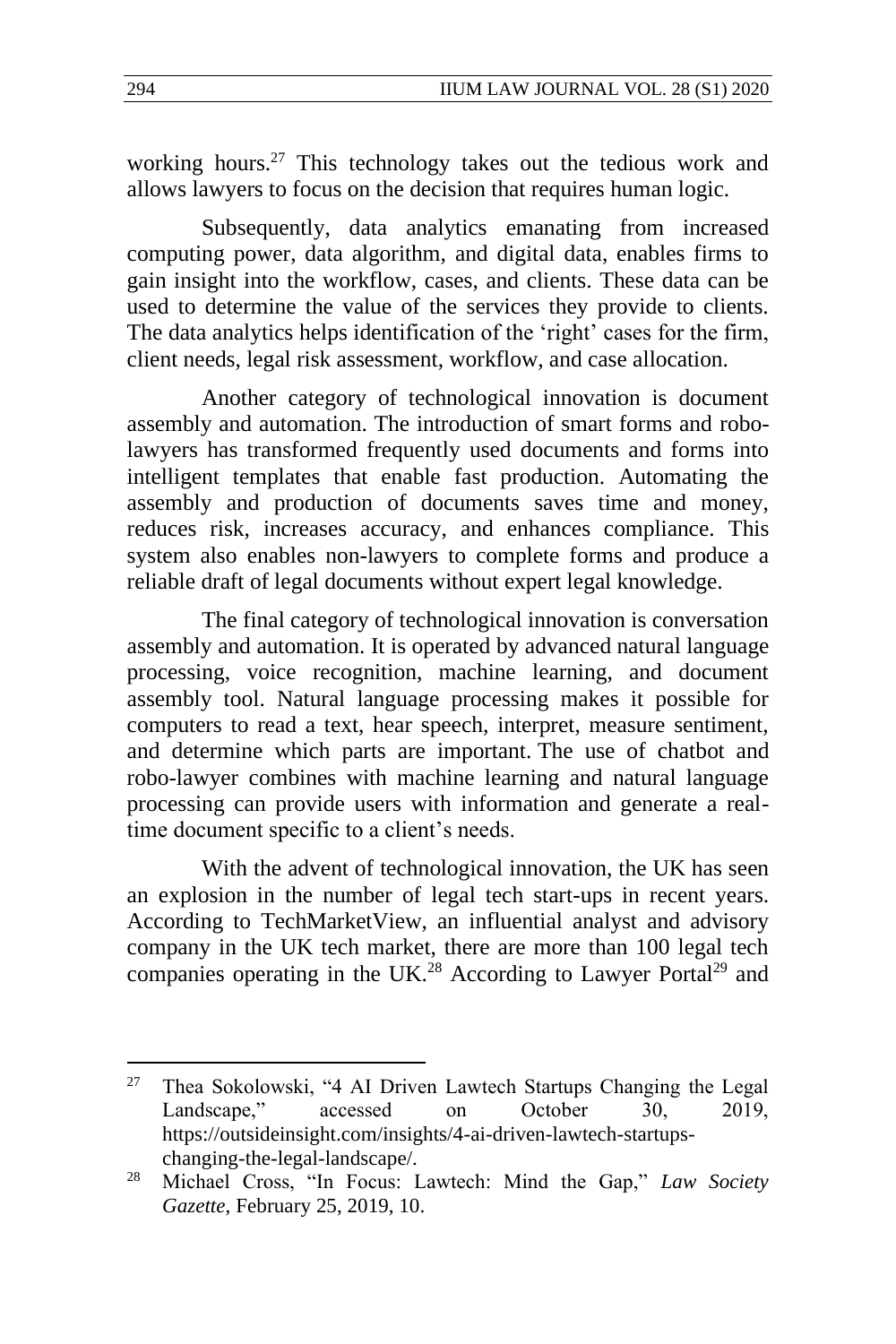working hours.[27] This technology takes out the tedious work and allows lawyers to focus on the decision that requires human logic.

Subsequently, data analytics emanating from increased computing power, data algorithm, and digital data, enables firms to gain insight into the workflow, cases, and clients. These data can be used to determine the value of the services they provide to clients. The data analytics helps identification of the 'right' cases for the firm, client needs, legal risk assessment, workflow, and case allocation.

Another category of technological innovation is document assembly and automation. The introduction of smart forms and robo-lawyers has transformed frequently used documents and forms into intelligent templates that enable fast production. Automating the assembly and production of documents saves time and money, reduces risk, increases accuracy, and enhances compliance. This system also enables non-lawyers to complete forms and produce a reliable draft of legal documents without expert legal knowledge.

The final category of technological innovation is conversation assembly and automation. It is operated by advanced natural language processing, voice recognition, machine learning, and document assembly tool. Natural language processing makes it possible for computers to read a text, hear speech, interpret, measure sentiment, and determine which parts are important. The use of chatbot and robo-lawyer combines with machine learning and natural language processing can provide users with information and generate a real-time document specific to a client's needs.

With the advent of technological innovation, the UK has seen an explosion in the number of legal tech start-ups in recent years. According to TechMarketView, an influential analyst and advisory company in the UK tech market, there are more than 100 legal tech companies operating in the UK.[28] According to Lawyer Portal[29] and

---

[27] Thea Sokolowski, "4 AI Driven Lawtech Startups Changing the Legal Landscape," accessed on October 30, 2019, https://outsideinsight.com/insights/4-ai-driven-lawtech-startups-changing-the-legal-landscape/.

[28] Michael Cross, "In Focus: Lawtech: Mind the Gap," *Law Society Gazette*, February 25, 2019, 10.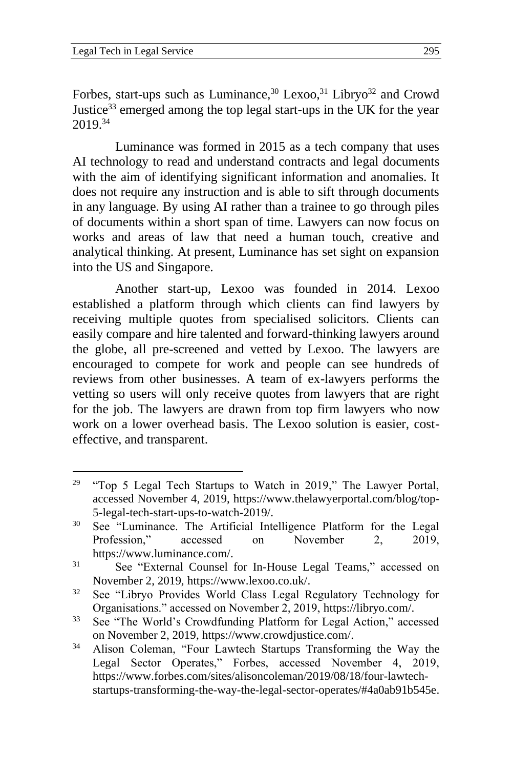Forbes, start-ups such as Luminance,[30] Lexoo,[31] Libryo[32] and Crowd Justice[33] emerged among the top legal start-ups in the UK for the year 2019.[34]

Luminance was formed in 2015 as a tech company that uses AI technology to read and understand contracts and legal documents with the aim of identifying significant information and anomalies. It does not require any instruction and is able to sift through documents in any language. By using AI rather than a trainee to go through piles of documents within a short span of time. Lawyers can now focus on works and areas of law that need a human touch, creative and analytical thinking. At present, Luminance has set sight on expansion into the US and Singapore.

Another start-up, Lexoo was founded in 2014. Lexoo established a platform through which clients can find lawyers by receiving multiple quotes from specialised solicitors. Clients can easily compare and hire talented and forward-thinking lawyers around the globe, all pre-screened and vetted by Lexoo. The lawyers are encouraged to compete for work and people can see hundreds of reviews from other businesses. A team of ex-lawyers performs the vetting so users will only receive quotes from lawyers that are right for the job. The lawyers are drawn from top firm lawyers who now work on a lower overhead basis. The Lexoo solution is easier, cost-effective, and transparent.

---

[29] "Top 5 Legal Tech Startups to Watch in 2019," The Lawyer Portal, accessed November 4, 2019, https://www.thelawyerportal.com/blog/top-5-legal-tech-start-ups-to-watch-2019/.

[30] See "Luminance. The Artificial Intelligence Platform for the Legal Profession," accessed on November 2, 2019, https://www.luminance.com/.

[31] See "External Counsel for In-House Legal Teams," accessed on November 2, 2019, https://www.lexoo.co.uk/.

[32] See "Libryo Provides World Class Legal Regulatory Technology for Organisations." accessed on November 2, 2019, https://libryo.com/.

[33] See "The World's Crowdfunding Platform for Legal Action," accessed on November 2, 2019, https://www.crowdjustice.com/.

[34] Alison Coleman, "Four Lawtech Startups Transforming the Way the Legal Sector Operates," Forbes, accessed November 4, 2019, https://www.forbes.com/sites/alisoncoleman/2019/08/18/four-lawtech-startups-transforming-the-way-the-legal-sector-operates/#4a0ab91b545e.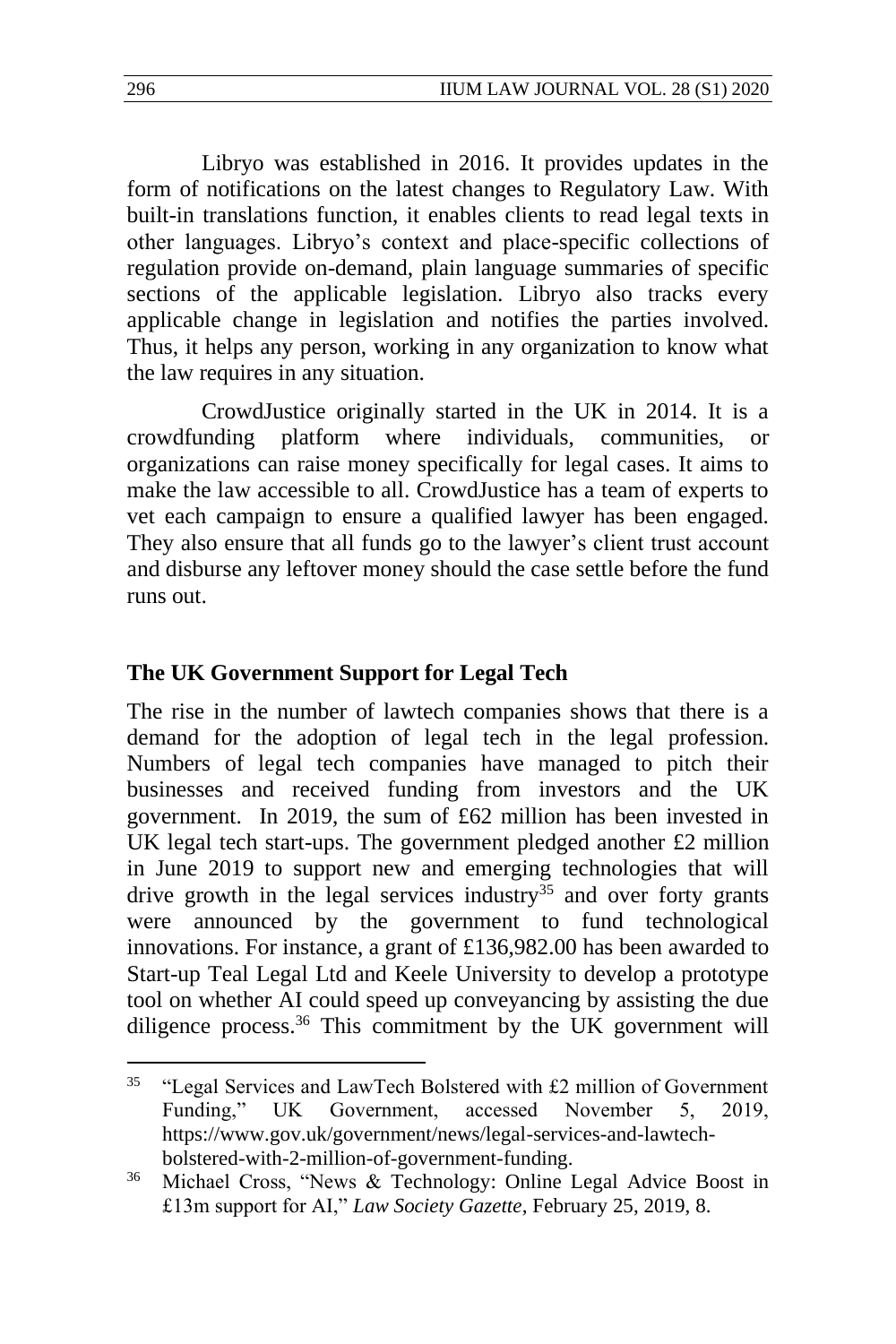Libryo was established in 2016. It provides updates in the form of notifications on the latest changes to Regulatory Law. With built-in translations function, it enables clients to read legal texts in other languages. Libryo's context and place-specific collections of regulation provide on-demand, plain language summaries of specific sections of the applicable legislation. Libryo also tracks every applicable change in legislation and notifies the parties involved. Thus, it helps any person, working in any organization to know what the law requires in any situation.

CrowdJustice originally started in the UK in 2014. It is a crowdfunding platform where individuals, communities, or organizations can raise money specifically for legal cases. It aims to make the law accessible to all. CrowdJustice has a team of experts to vet each campaign to ensure a qualified lawyer has been engaged. They also ensure that all funds go to the lawyer's client trust account and disburse any leftover money should the case settle before the fund runs out.

### The UK Government Support for Legal Tech

The rise in the number of lawtech companies shows that there is a demand for the adoption of legal tech in the legal profession. Numbers of legal tech companies have managed to pitch their businesses and received funding from investors and the UK government. In 2019, the sum of £62 million has been invested in UK legal tech start-ups. The government pledged another £2 million in June 2019 to support new and emerging technologies that will drive growth in the legal services industry[35] and over forty grants were announced by the government to fund technological innovations. For instance, a grant of £136,982.00 has been awarded to Start-up Teal Legal Ltd and Keele University to develop a prototype tool on whether AI could speed up conveyancing by assisting the due diligence process.[36] This commitment by the UK government will

---

[35] "Legal Services and LawTech Bolstered with £2 million of Government Funding," UK Government, accessed November 5, 2019, https://www.gov.uk/government/news/legal-services-and-lawtech-bolstered-with-2-million-of-government-funding.

[36] Michael Cross, "News & Technology: Online Legal Advice Boost in £13m support for AI," *Law Society Gazette*, February 25, 2019, 8.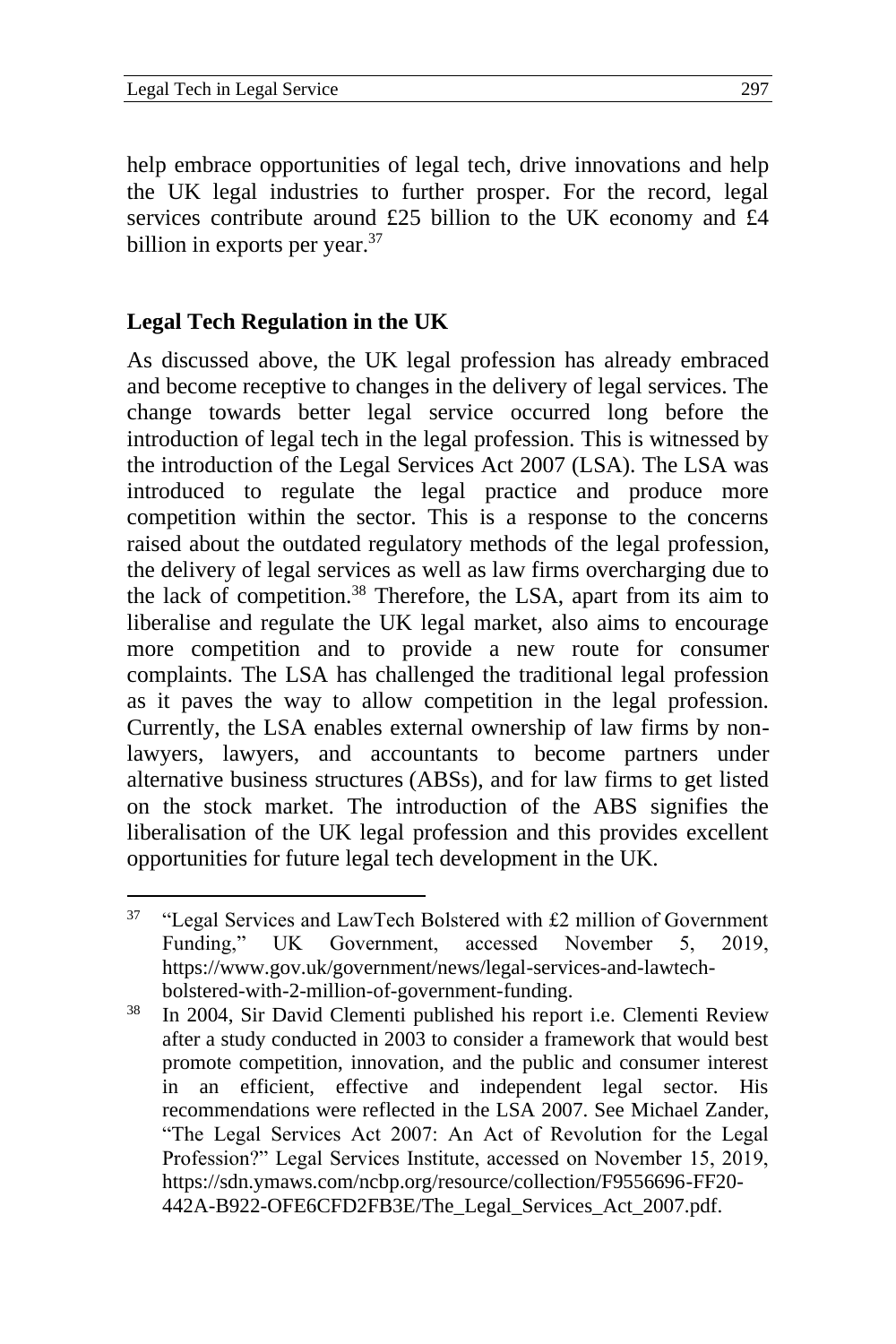help embrace opportunities of legal tech, drive innovations and help the UK legal industries to further prosper. For the record, legal services contribute around £25 billion to the UK economy and £4 billion in exports per year.[37]

## Legal Tech Regulation in the UK

As discussed above, the UK legal profession has already embraced and become receptive to changes in the delivery of legal services. The change towards better legal service occurred long before the introduction of legal tech in the legal profession. This is witnessed by the introduction of the Legal Services Act 2007 (LSA). The LSA was introduced to regulate the legal practice and produce more competition within the sector. This is a response to the concerns raised about the outdated regulatory methods of the legal profession, the delivery of legal services as well as law firms overcharging due to the lack of competition.[38] Therefore, the LSA, apart from its aim to liberalise and regulate the UK legal market, also aims to encourage more competition and to provide a new route for consumer complaints. The LSA has challenged the traditional legal profession as it paves the way to allow competition in the legal profession. Currently, the LSA enables external ownership of law firms by non-lawyers, lawyers, and accountants to become partners under alternative business structures (ABSs), and for law firms to get listed on the stock market. The introduction of the ABS signifies the liberalisation of the UK legal profession and this provides excellent opportunities for future legal tech development in the UK.

---

[37] "Legal Services and LawTech Bolstered with £2 million of Government Funding," UK Government, accessed November 5, 2019, https://www.gov.uk/government/news/legal-services-and-lawtech-bolstered-with-2-million-of-government-funding.

[38] In 2004, Sir David Clementi published his report i.e. Clementi Review after a study conducted in 2003 to consider a framework that would best promote competition, innovation, and the public and consumer interest in an efficient, effective and independent legal sector. His recommendations were reflected in the LSA 2007. See Michael Zander, "The Legal Services Act 2007: An Act of Revolution for the Legal Profession?" Legal Services Institute, accessed on November 15, 2019, https://sdn.ymaws.com/ncbp.org/resource/collection/F9556696-FF20-442A-B922-OFE6CFD2FB3E/The_Legal_Services_Act_2007.pdf.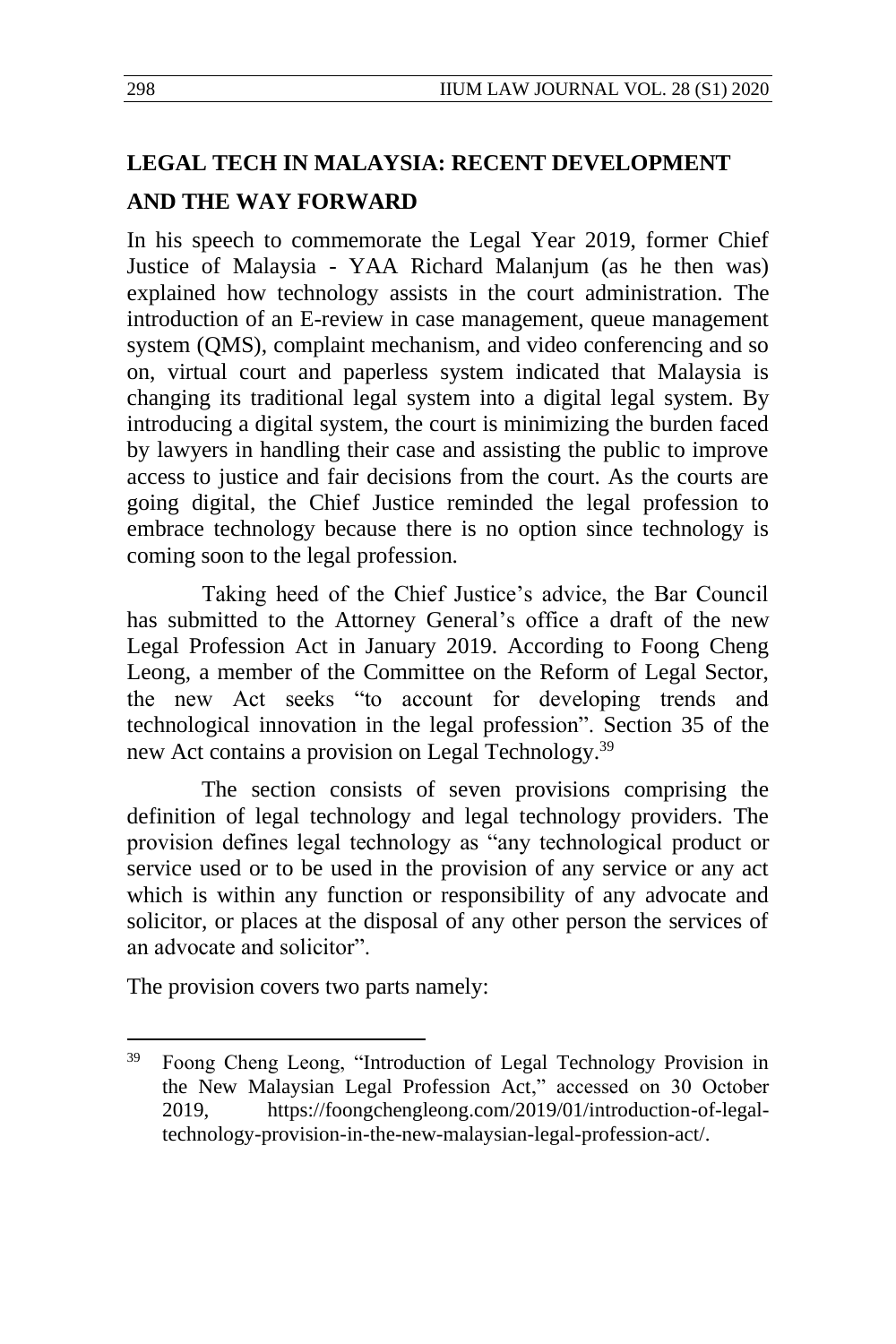## LEGAL TECH IN MALAYSIA: RECENT DEVELOPMENT AND THE WAY FORWARD

In his speech to commemorate the Legal Year 2019, former Chief Justice of Malaysia - YAA Richard Malanjum (as he then was) explained how technology assists in the court administration. The introduction of an E-review in case management, queue management system (QMS), complaint mechanism, and video conferencing and so on, virtual court and paperless system indicated that Malaysia is changing its traditional legal system into a digital legal system. By introducing a digital system, the court is minimizing the burden faced by lawyers in handling their case and assisting the public to improve access to justice and fair decisions from the court. As the courts are going digital, the Chief Justice reminded the legal profession to embrace technology because there is no option since technology is coming soon to the legal profession.

Taking heed of the Chief Justice's advice, the Bar Council has submitted to the Attorney General's office a draft of the new Legal Profession Act in January 2019. According to Foong Cheng Leong, a member of the Committee on the Reform of Legal Sector, the new Act seeks "to account for developing trends and technological innovation in the legal profession". Section 35 of the new Act contains a provision on Legal Technology.[39]

The section consists of seven provisions comprising the definition of legal technology and legal technology providers. The provision defines legal technology as "any technological product or service used or to be used in the provision of any service or any act which is within any function or responsibility of any advocate and solicitor, or places at the disposal of any other person the services of an advocate and solicitor".

The provision covers two parts namely:

---

[39] Foong Cheng Leong, "Introduction of Legal Technology Provision in the New Malaysian Legal Profession Act," accessed on 30 October 2019, https://foongchengleong.com/2019/01/introduction-of-legal-technology-provision-in-the-new-malaysian-legal-profession-act/.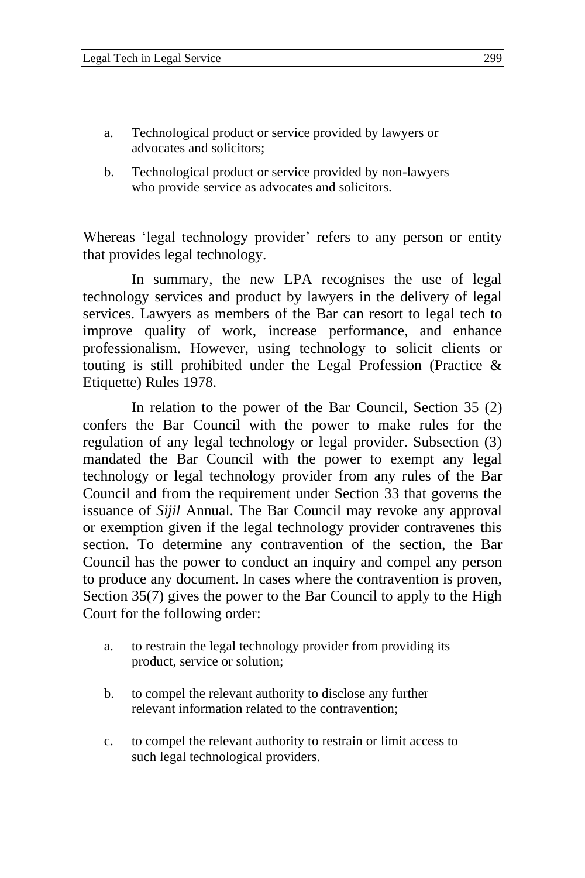a. Technological product or service provided by lawyers or advocates and solicitors;

b. Technological product or service provided by non-lawyers who provide service as advocates and solicitors.

Whereas 'legal technology provider' refers to any person or entity that provides legal technology.

In summary, the new LPA recognises the use of legal technology services and product by lawyers in the delivery of legal services. Lawyers as members of the Bar can resort to legal tech to improve quality of work, increase performance, and enhance professionalism. However, using technology to solicit clients or touting is still prohibited under the Legal Profession (Practice & Etiquette) Rules 1978.

In relation to the power of the Bar Council, Section 35 (2) confers the Bar Council with the power to make rules for the regulation of any legal technology or legal provider. Subsection (3) mandated the Bar Council with the power to exempt any legal technology or legal technology provider from any rules of the Bar Council and from the requirement under Section 33 that governs the issuance of *Sijil* Annual. The Bar Council may revoke any approval or exemption given if the legal technology provider contravenes this section. To determine any contravention of the section, the Bar Council has the power to conduct an inquiry and compel any person to produce any document. In cases where the contravention is proven, Section 35(7) gives the power to the Bar Council to apply to the High Court for the following order:

a. to restrain the legal technology provider from providing its product, service or solution;

b. to compel the relevant authority to disclose any further relevant information related to the contravention;

c. to compel the relevant authority to restrain or limit access to such legal technological providers.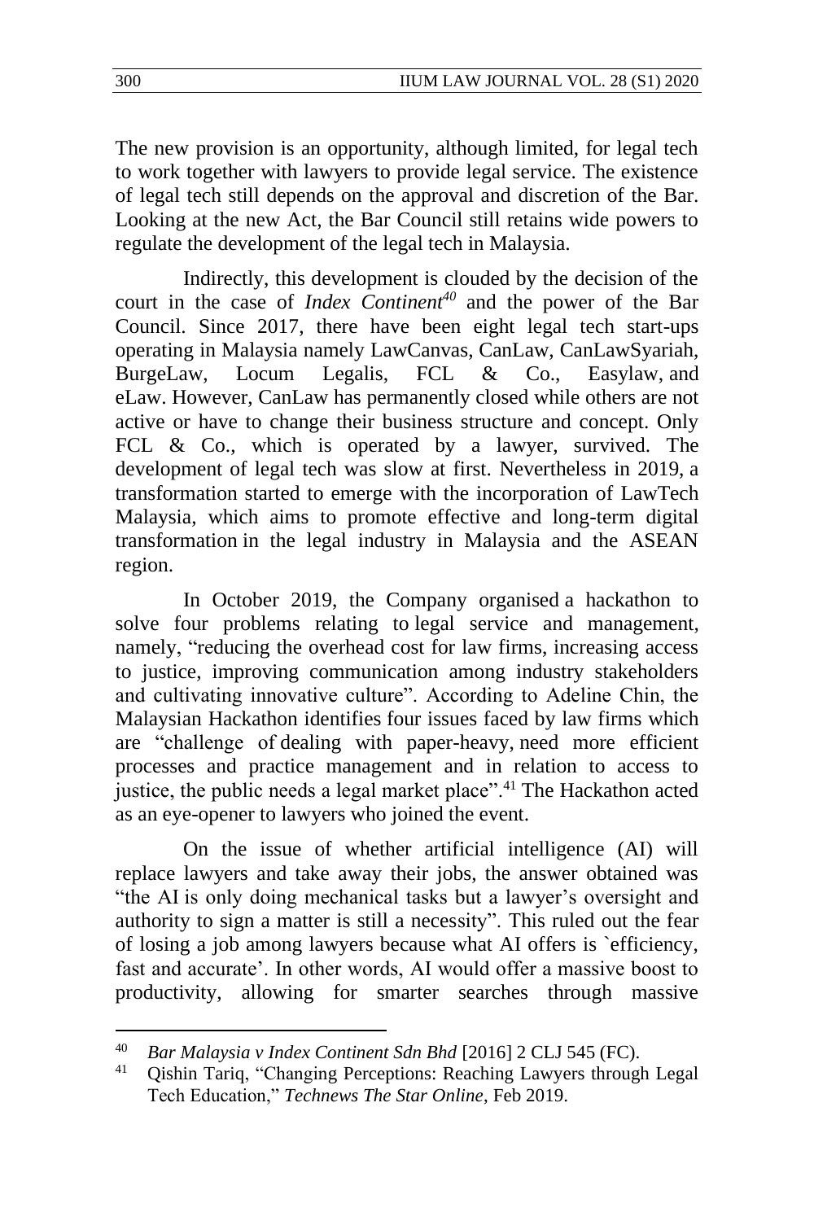The new provision is an opportunity, although limited, for legal tech to work together with lawyers to provide legal service. The existence of legal tech still depends on the approval and discretion of the Bar. Looking at the new Act, the Bar Council still retains wide powers to regulate the development of the legal tech in Malaysia.

Indirectly, this development is clouded by the decision of the court in the case of *Index Continent*[40] and the power of the Bar Council. Since 2017, there have been eight legal tech start-ups operating in Malaysia namely LawCanvas, CanLaw, CanLawSyariah, BurgeLaw, Locum Legalis, FCL & Co., Easylaw, and eLaw. However, CanLaw has permanently closed while others are not active or have to change their business structure and concept. Only FCL & Co., which is operated by a lawyer, survived. The development of legal tech was slow at first. Nevertheless in 2019, a transformation started to emerge with the incorporation of LawTech Malaysia, which aims to promote effective and long-term digital transformation in the legal industry in Malaysia and the ASEAN region.

In October 2019, the Company organised a hackathon to solve four problems relating to legal service and management, namely, "reducing the overhead cost for law firms, increasing access to justice, improving communication among industry stakeholders and cultivating innovative culture". According to Adeline Chin, the Malaysian Hackathon identifies four issues faced by law firms which are "challenge of dealing with paper-heavy, need more efficient processes and practice management and in relation to access to justice, the public needs a legal market place".[41] The Hackathon acted as an eye-opener to lawyers who joined the event.

On the issue of whether artificial intelligence (AI) will replace lawyers and take away their jobs, the answer obtained was "the AI is only doing mechanical tasks but a lawyer's oversight and authority to sign a matter is still a necessity". This ruled out the fear of losing a job among lawyers because what AI offers is `efficiency, fast and accurate'. In other words, AI would offer a massive boost to productivity, allowing for smarter searches through massive

---

[40] *Bar Malaysia v Index Continent Sdn Bhd* [2016] 2 CLJ 545 (FC).

[41] Qishin Tariq, "Changing Perceptions: Reaching Lawyers through Legal Tech Education," *Technews The Star Online*, Feb 2019.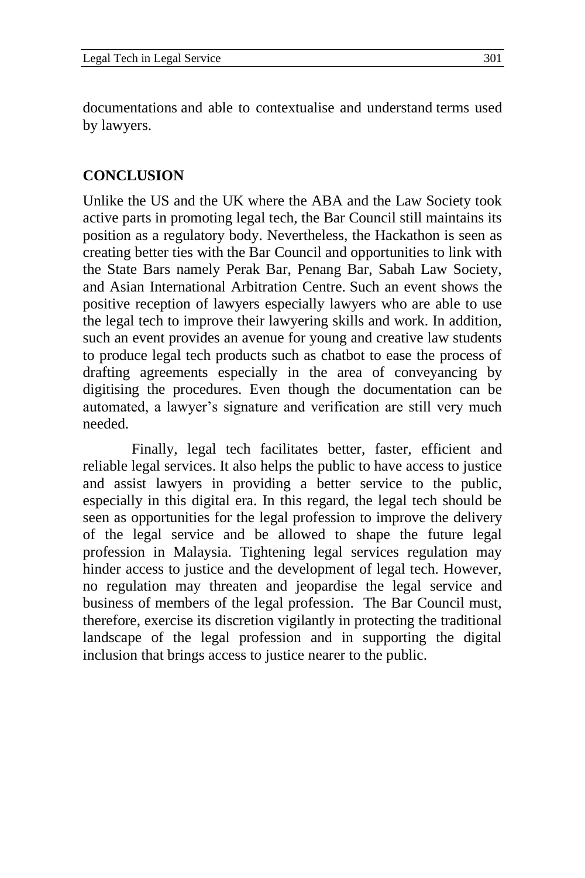documentations and able to contextualise and understand terms used by lawyers.

## CONCLUSION

Unlike the US and the UK where the ABA and the Law Society took active parts in promoting legal tech, the Bar Council still maintains its position as a regulatory body. Nevertheless, the Hackathon is seen as creating better ties with the Bar Council and opportunities to link with the State Bars namely Perak Bar, Penang Bar, Sabah Law Society, and Asian International Arbitration Centre. Such an event shows the positive reception of lawyers especially lawyers who are able to use the legal tech to improve their lawyering skills and work. In addition, such an event provides an avenue for young and creative law students to produce legal tech products such as chatbot to ease the process of drafting agreements especially in the area of conveyancing by digitising the procedures. Even though the documentation can be automated, a lawyer's signature and verification are still very much needed.

Finally, legal tech facilitates better, faster, efficient and reliable legal services. It also helps the public to have access to justice and assist lawyers in providing a better service to the public, especially in this digital era. In this regard, the legal tech should be seen as opportunities for the legal profession to improve the delivery of the legal service and be allowed to shape the future legal profession in Malaysia. Tightening legal services regulation may hinder access to justice and the development of legal tech. However, no regulation may threaten and jeopardise the legal service and business of members of the legal profession. The Bar Council must, therefore, exercise its discretion vigilantly in protecting the traditional landscape of the legal profession and in supporting the digital inclusion that brings access to justice nearer to the public.